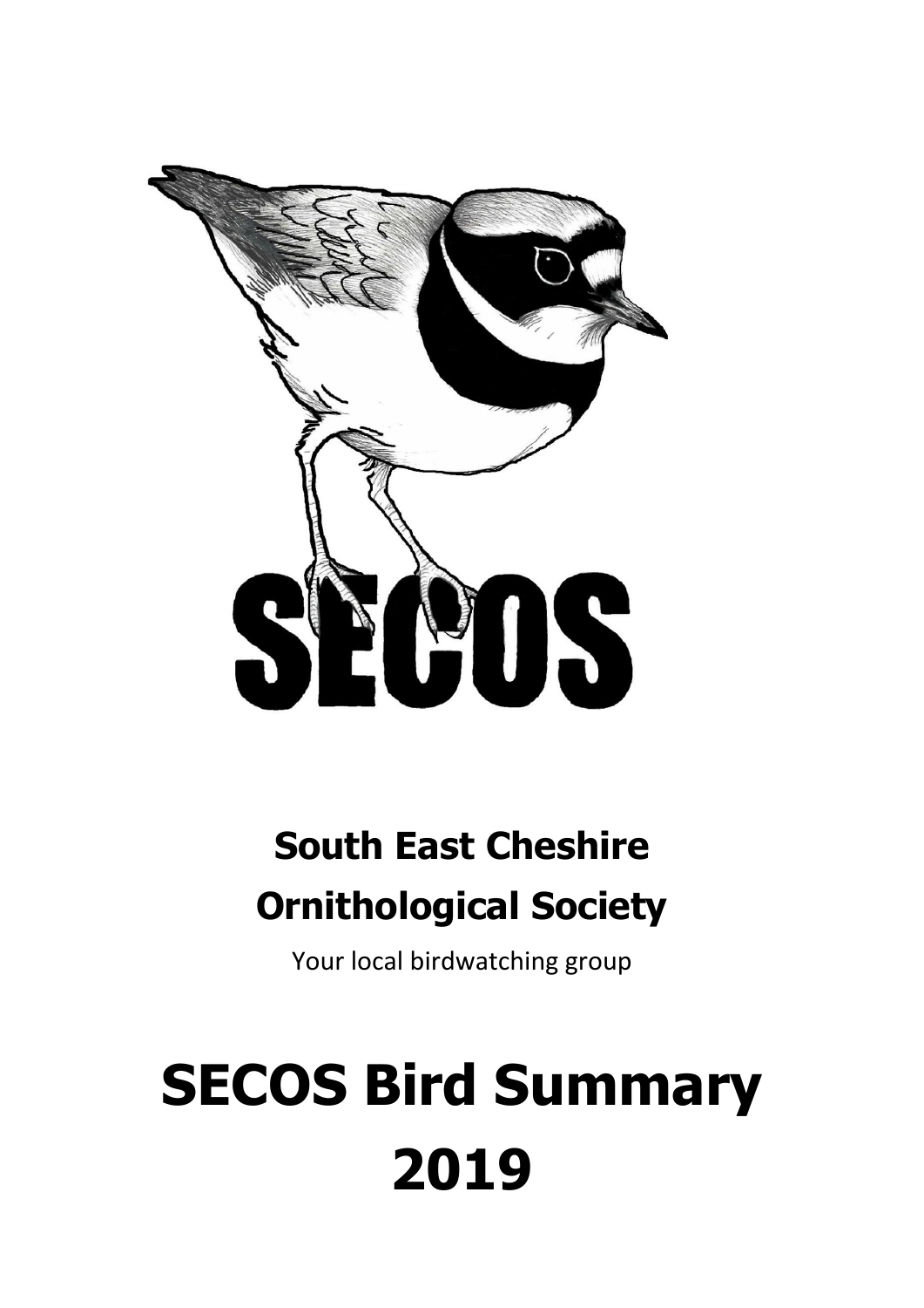SECOS

**South East Cheshire**

**Ornithological Society**

Your local birdwatching group

# SECOS Bird Summary 2019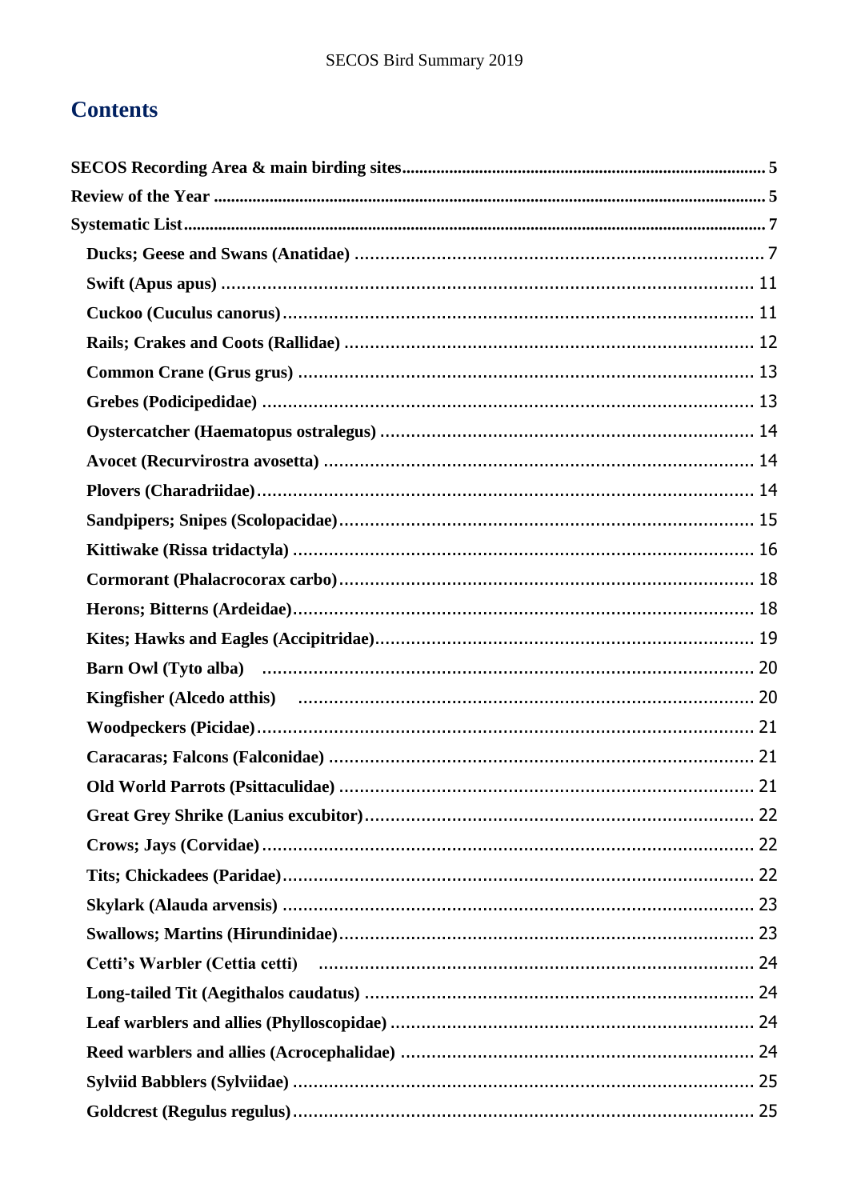# Contents

**SECOS Recording Area & main birding sites** ........ 5
**Review of the Year** ........ 5
**Systematic List** ........ 7

- **Ducks; Geese and Swans (Anatidae)** ........ 7
- **Swift (Apus apus)** ........ 11
- **Cuckoo (Cuculus canorus)** ........ 11
- **Rails; Crakes and Coots (Rallidae)** ........ 12
- **Common Crane (Grus grus)** ........ 13
- **Grebes (Podicipedidae)** ........ 13
- **Oystercatcher (Haematopus ostralegus)** ........ 14
- **Avocet (Recurvirostra avosetta)** ........ 14
- **Plovers (Charadriidae)** ........ 14
- **Sandpipers; Snipes (Scolopacidae)** ........ 15
- **Kittiwake (Rissa tridactyla)** ........ 16
- **Cormorant (Phalacrocorax carbo)** ........ 18
- **Herons; Bitterns (Ardeidae)** ........ 18
- **Kites; Hawks and Eagles (Accipitridae)** ........ 19
- **Barn Owl (Tyto alba)** ........ 20
- **Kingfisher (Alcedo atthis)** ........ 20
- **Woodpeckers (Picidae)** ........ 21
- **Caracaras; Falcons (Falconidae)** ........ 21
- **Old World Parrots (Psittaculidae)** ........ 21
- **Great Grey Shrike (Lanius excubitor)** ........ 22
- **Crows; Jays (Corvidae)** ........ 22
- **Tits; Chickadees (Paridae)** ........ 22
- **Skylark (Alauda arvensis)** ........ 23
- **Swallows; Martins (Hirundinidae)** ........ 23
- **Cetti's Warbler (Cettia cetti)** ........ 24
- **Long-tailed Tit (Aegithalos caudatus)** ........ 24
- **Leaf warblers and allies (Phylloscopidae)** ........ 24
- **Reed warblers and allies (Acrocephalidae)** ........ 24
- **Sylviid Babblers (Sylviidae)** ........ 25
- **Goldcrest (Regulus regulus)** ........ 25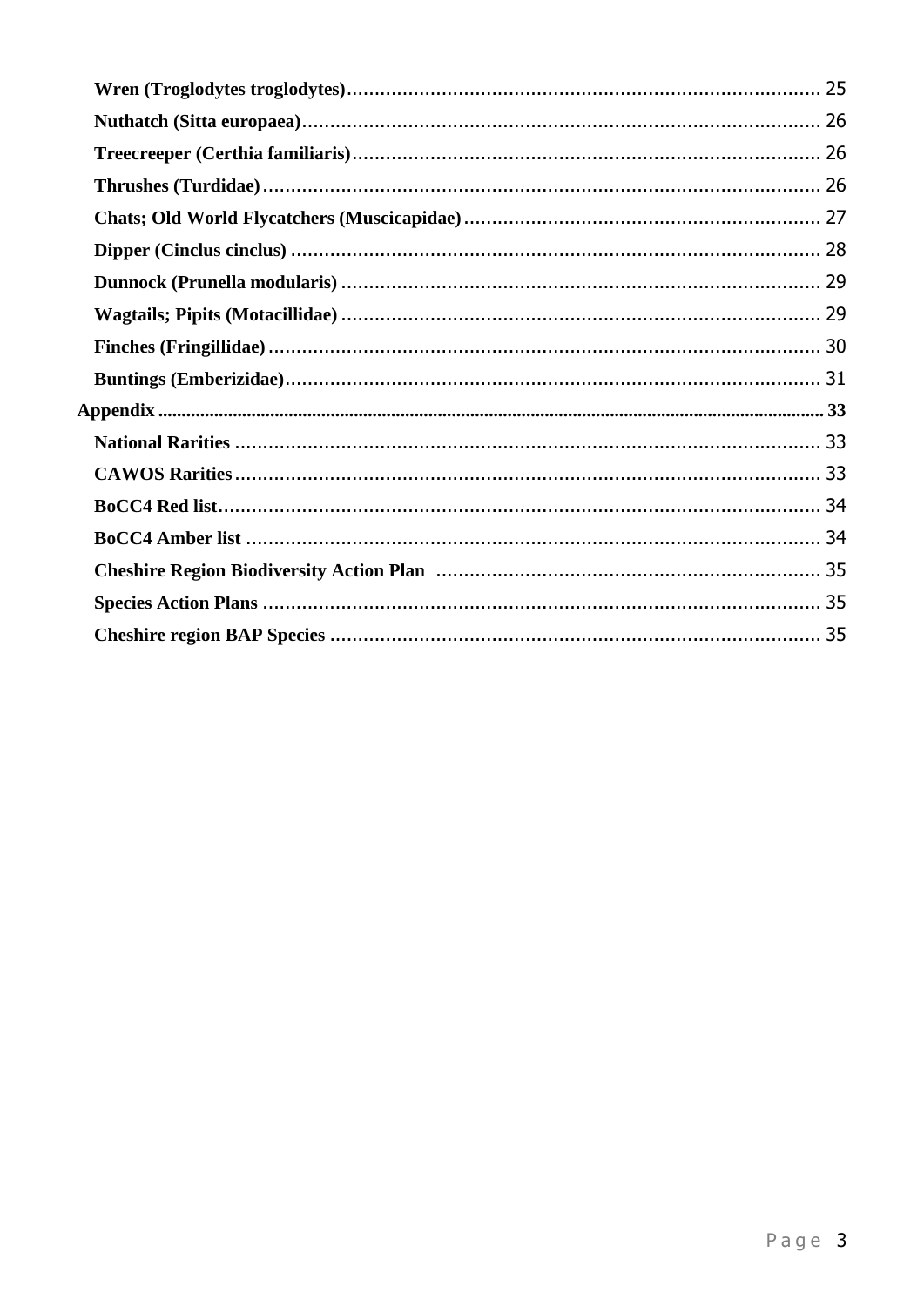**Wren (Troglodytes troglodytes)** .......... 25
**Nuthatch (Sitta europaea)** .......... 26
**Treecreeper (Certhia familiaris)** .......... 26
**Thrushes (Turdidae)** .......... 26
**Chats; Old World Flycatchers (Muscicapidae)** .......... 27
**Dipper (Cinclus cinclus)** .......... 28
**Dunnock (Prunella modularis)** .......... 29
**Wagtails; Pipits (Motacillidae)** .......... 29
**Finches (Fringillidae)** .......... 30
**Buntings (Emberizidae)** .......... 31

**Appendix** .......... 33

**National Rarities** .......... 33
**CAWOS Rarities** .......... 33
**BoCC4 Red list** .......... 34
**BoCC4 Amber list** .......... 34
**Cheshire Region Biodiversity Action Plan** .......... 35
**Species Action Plans** .......... 35
**Cheshire region BAP Species** .......... 35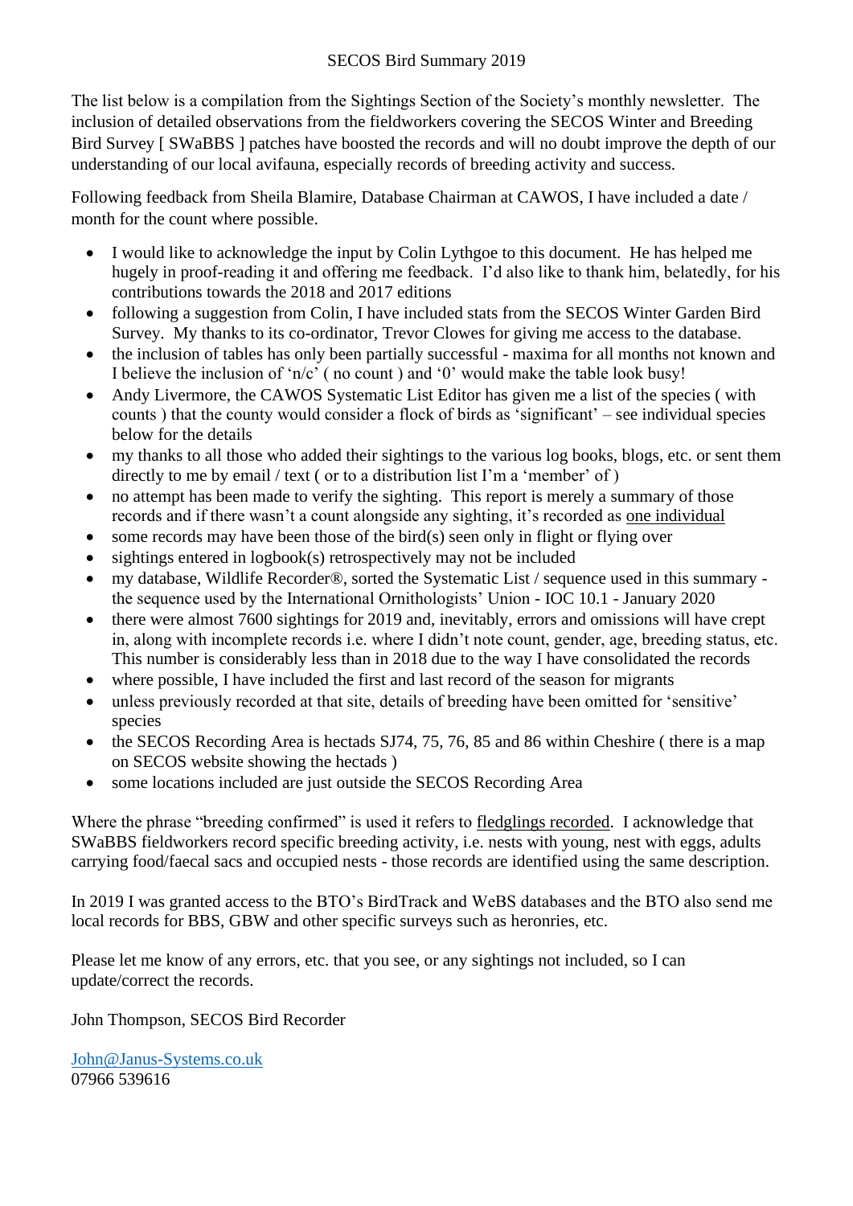# SECOS Bird Summary 2019

The list below is a compilation from the Sightings Section of the Society's monthly newsletter. The inclusion of detailed observations from the fieldworkers covering the SECOS Winter and Breeding Bird Survey [ SWaBBS ] patches have boosted the records and will no doubt improve the depth of our understanding of our local avifauna, especially records of breeding activity and success.

Following feedback from Sheila Blamire, Database Chairman at CAWOS, I have included a date / month for the count where possible.

- I would like to acknowledge the input by Colin Lythgoe to this document. He has helped me hugely in proof-reading it and offering me feedback. I'd also like to thank him, belatedly, for his contributions towards the 2018 and 2017 editions
- following a suggestion from Colin, I have included stats from the SECOS Winter Garden Bird Survey. My thanks to its co-ordinator, Trevor Clowes for giving me access to the database.
- the inclusion of tables has only been partially successful - maxima for all months not known and I believe the inclusion of 'n/c' ( no count ) and '0' would make the table look busy!
- Andy Livermore, the CAWOS Systematic List Editor has given me a list of the species ( with counts ) that the county would consider a flock of birds as 'significant' – see individual species below for the details
- my thanks to all those who added their sightings to the various log books, blogs, etc. or sent them directly to me by email / text ( or to a distribution list I'm a 'member' of )
- no attempt has been made to verify the sighting. This report is merely a summary of those records and if there wasn't a count alongside any sighting, it's recorded as <u>one individual</u>
- some records may have been those of the bird(s) seen only in flight or flying over
- sightings entered in logbook(s) retrospectively may not be included
- my database, Wildlife Recorder®, sorted the Systematic List / sequence used in this summary - the sequence used by the International Ornithologists' Union - IOC 10.1 - January 2020
- there were almost 7600 sightings for 2019 and, inevitably, errors and omissions will have crept in, along with incomplete records i.e. where I didn't note count, gender, age, breeding status, etc. This number is considerably less than in 2018 due to the way I have consolidated the records
- where possible, I have included the first and last record of the season for migrants
- unless previously recorded at that site, details of breeding have been omitted for 'sensitive' species
- the SECOS Recording Area is hectads SJ74, 75, 76, 85 and 86 within Cheshire ( there is a map on SECOS website showing the hectads )
- some locations included are just outside the SECOS Recording Area

Where the phrase "breeding confirmed" is used it refers to <u>fledglings recorded</u>. I acknowledge that SWaBBS fieldworkers record specific breeding activity, i.e. nests with young, nest with eggs, adults carrying food/faecal sacs and occupied nests - those records are identified using the same description.

In 2019 I was granted access to the BTO's BirdTrack and WeBS databases and the BTO also send me local records for BBS, GBW and other specific surveys such as heronries, etc.

Please let me know of any errors, etc. that you see, or any sightings not included, so I can update/correct the records.

John Thompson, SECOS Bird Recorder

John@Janus-Systems.co.uk
07966 539616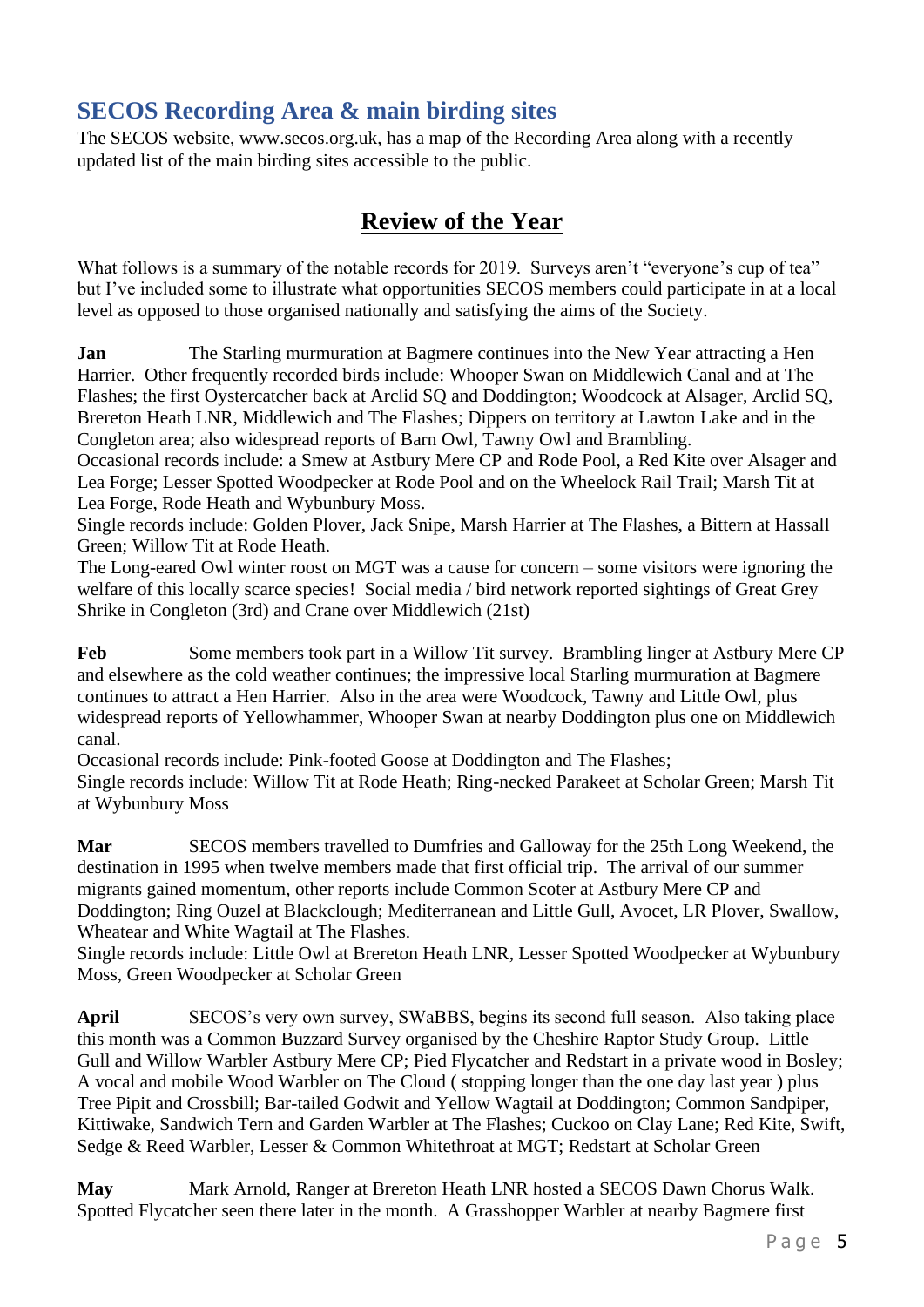## SECOS Recording Area & main birding sites

The SECOS website, www.secos.org.uk, has a map of the Recording Area along with a recently updated list of the main birding sites accessible to the public.

## Review of the Year

What follows is a summary of the notable records for 2019. Surveys aren't "everyone's cup of tea" but I've included some to illustrate what opportunities SECOS members could participate in at a local level as opposed to those organised nationally and satisfying the aims of the Society.

**Jan** The Starling murmuration at Bagmere continues into the New Year attracting a Hen Harrier. Other frequently recorded birds include: Whooper Swan on Middlewich Canal and at The Flashes; the first Oystercatcher back at Arclid SQ and Doddington; Woodcock at Alsager, Arclid SQ, Brereton Heath LNR, Middlewich and The Flashes; Dippers on territory at Lawton Lake and in the Congleton area; also widespread reports of Barn Owl, Tawny Owl and Brambling.
Occasional records include: a Smew at Astbury Mere CP and Rode Pool, a Red Kite over Alsager and Lea Forge; Lesser Spotted Woodpecker at Rode Pool and on the Wheelock Rail Trail; Marsh Tit at Lea Forge, Rode Heath and Wybunbury Moss.
Single records include: Golden Plover, Jack Snipe, Marsh Harrier at The Flashes, a Bittern at Hassall Green; Willow Tit at Rode Heath.
The Long-eared Owl winter roost on MGT was a cause for concern – some visitors were ignoring the welfare of this locally scarce species! Social media / bird network reported sightings of Great Grey Shrike in Congleton (3rd) and Crane over Middlewich (21st)

**Feb** Some members took part in a Willow Tit survey. Brambling linger at Astbury Mere CP and elsewhere as the cold weather continues; the impressive local Starling murmuration at Bagmere continues to attract a Hen Harrier. Also in the area were Woodcock, Tawny and Little Owl, plus widespread reports of Yellowhammer, Whooper Swan at nearby Doddington plus one on Middlewich canal.
Occasional records include: Pink-footed Goose at Doddington and The Flashes;
Single records include: Willow Tit at Rode Heath; Ring-necked Parakeet at Scholar Green; Marsh Tit at Wybunbury Moss

**Mar** SECOS members travelled to Dumfries and Galloway for the 25th Long Weekend, the destination in 1995 when twelve members made that first official trip. The arrival of our summer migrants gained momentum, other reports include Common Scoter at Astbury Mere CP and Doddington; Ring Ouzel at Blackclough; Mediterranean and Little Gull, Avocet, LR Plover, Swallow, Wheatear and White Wagtail at The Flashes.
Single records include: Little Owl at Brereton Heath LNR, Lesser Spotted Woodpecker at Wybunbury Moss, Green Woodpecker at Scholar Green

**April** SECOS's very own survey, SWaBBS, begins its second full season. Also taking place this month was a Common Buzzard Survey organised by the Cheshire Raptor Study Group. Little Gull and Willow Warbler Astbury Mere CP; Pied Flycatcher and Redstart in a private wood in Bosley; A vocal and mobile Wood Warbler on The Cloud ( stopping longer than the one day last year ) plus Tree Pipit and Crossbill; Bar-tailed Godwit and Yellow Wagtail at Doddington; Common Sandpiper, Kittiwake, Sandwich Tern and Garden Warbler at The Flashes; Cuckoo on Clay Lane; Red Kite, Swift, Sedge & Reed Warbler, Lesser & Common Whitethroat at MGT; Redstart at Scholar Green

**May** Mark Arnold, Ranger at Brereton Heath LNR hosted a SECOS Dawn Chorus Walk. Spotted Flycatcher seen there later in the month. A Grasshopper Warbler at nearby Bagmere first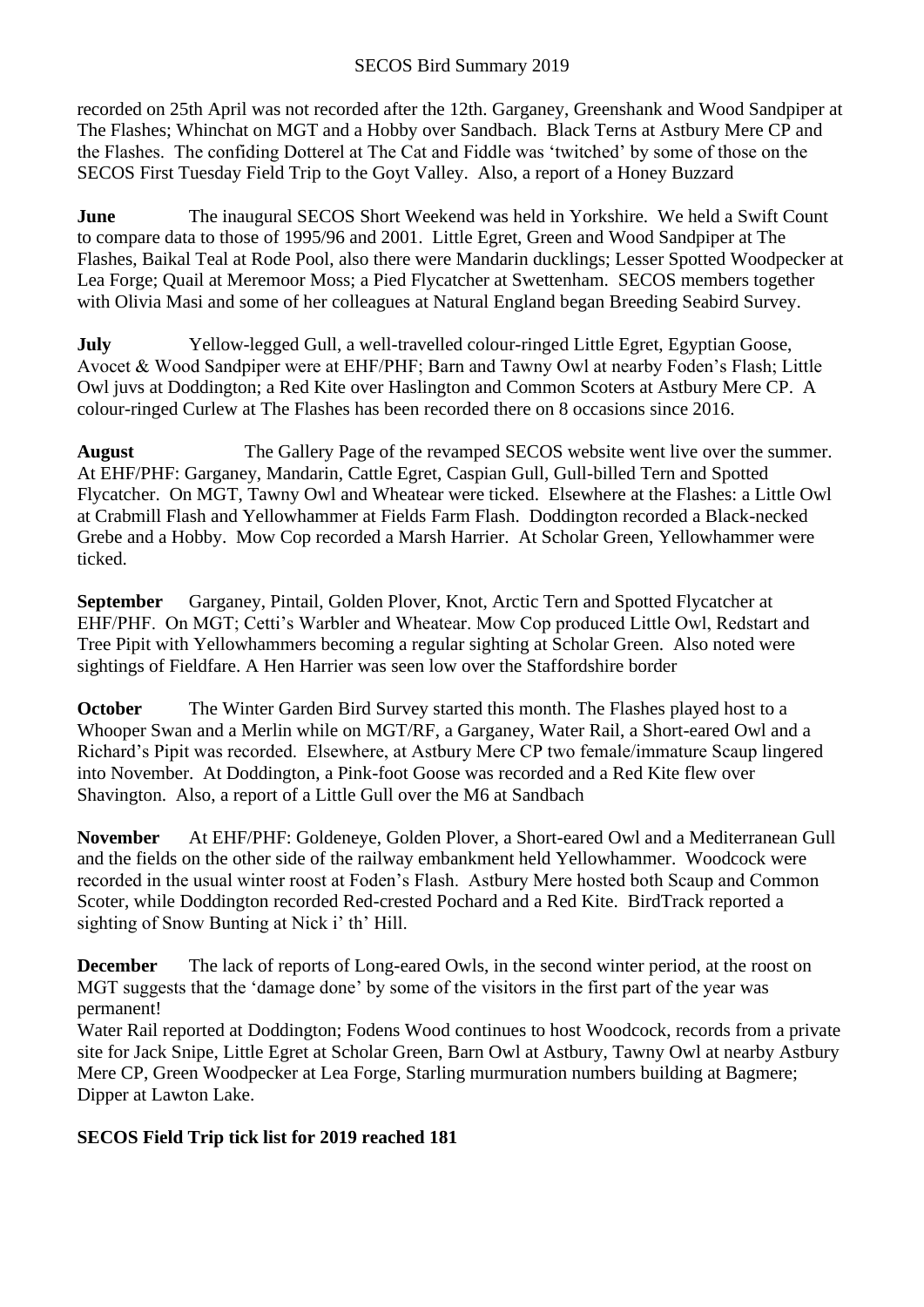recorded on 25th April was not recorded after the 12th. Garganey, Greenshank and Wood Sandpiper at The Flashes; Whinchat on MGT and a Hobby over Sandbach. Black Terns at Astbury Mere CP and the Flashes. The confiding Dotterel at The Cat and Fiddle was 'twitched' by some of those on the SECOS First Tuesday Field Trip to the Goyt Valley. Also, a report of a Honey Buzzard

**June** The inaugural SECOS Short Weekend was held in Yorkshire. We held a Swift Count to compare data to those of 1995/96 and 2001. Little Egret, Green and Wood Sandpiper at The Flashes, Baikal Teal at Rode Pool, also there were Mandarin ducklings; Lesser Spotted Woodpecker at Lea Forge; Quail at Meremoor Moss; a Pied Flycatcher at Swettenham. SECOS members together with Olivia Masi and some of her colleagues at Natural England began Breeding Seabird Survey.

**July** Yellow-legged Gull, a well-travelled colour-ringed Little Egret, Egyptian Goose, Avocet & Wood Sandpiper were at EHF/PHF; Barn and Tawny Owl at nearby Foden's Flash; Little Owl juvs at Doddington; a Red Kite over Haslington and Common Scoters at Astbury Mere CP. A colour-ringed Curlew at The Flashes has been recorded there on 8 occasions since 2016.

**August** The Gallery Page of the revamped SECOS website went live over the summer. At EHF/PHF: Garganey, Mandarin, Cattle Egret, Caspian Gull, Gull-billed Tern and Spotted Flycatcher. On MGT, Tawny Owl and Wheatear were ticked. Elsewhere at the Flashes: a Little Owl at Crabmill Flash and Yellowhammer at Fields Farm Flash. Doddington recorded a Black-necked Grebe and a Hobby. Mow Cop recorded a Marsh Harrier. At Scholar Green, Yellowhammer were ticked.

**September** Garganey, Pintail, Golden Plover, Knot, Arctic Tern and Spotted Flycatcher at EHF/PHF. On MGT; Cetti's Warbler and Wheatear. Mow Cop produced Little Owl, Redstart and Tree Pipit with Yellowhammers becoming a regular sighting at Scholar Green. Also noted were sightings of Fieldfare. A Hen Harrier was seen low over the Staffordshire border

**October** The Winter Garden Bird Survey started this month. The Flashes played host to a Whooper Swan and a Merlin while on MGT/RF, a Garganey, Water Rail, a Short-eared Owl and a Richard's Pipit was recorded. Elsewhere, at Astbury Mere CP two female/immature Scaup lingered into November. At Doddington, a Pink-foot Goose was recorded and a Red Kite flew over Shavington. Also, a report of a Little Gull over the M6 at Sandbach

**November** At EHF/PHF: Goldeneye, Golden Plover, a Short-eared Owl and a Mediterranean Gull and the fields on the other side of the railway embankment held Yellowhammer. Woodcock were recorded in the usual winter roost at Foden's Flash. Astbury Mere hosted both Scaup and Common Scoter, while Doddington recorded Red-crested Pochard and a Red Kite. BirdTrack reported a sighting of Snow Bunting at Nick i' th' Hill.

**December** The lack of reports of Long-eared Owls, in the second winter period, at the roost on MGT suggests that the 'damage done' by some of the visitors in the first part of the year was permanent!

Water Rail reported at Doddington; Fodens Wood continues to host Woodcock, records from a private site for Jack Snipe, Little Egret at Scholar Green, Barn Owl at Astbury, Tawny Owl at nearby Astbury Mere CP, Green Woodpecker at Lea Forge, Starling murmuration numbers building at Bagmere; Dipper at Lawton Lake.

**SECOS Field Trip tick list for 2019 reached 181**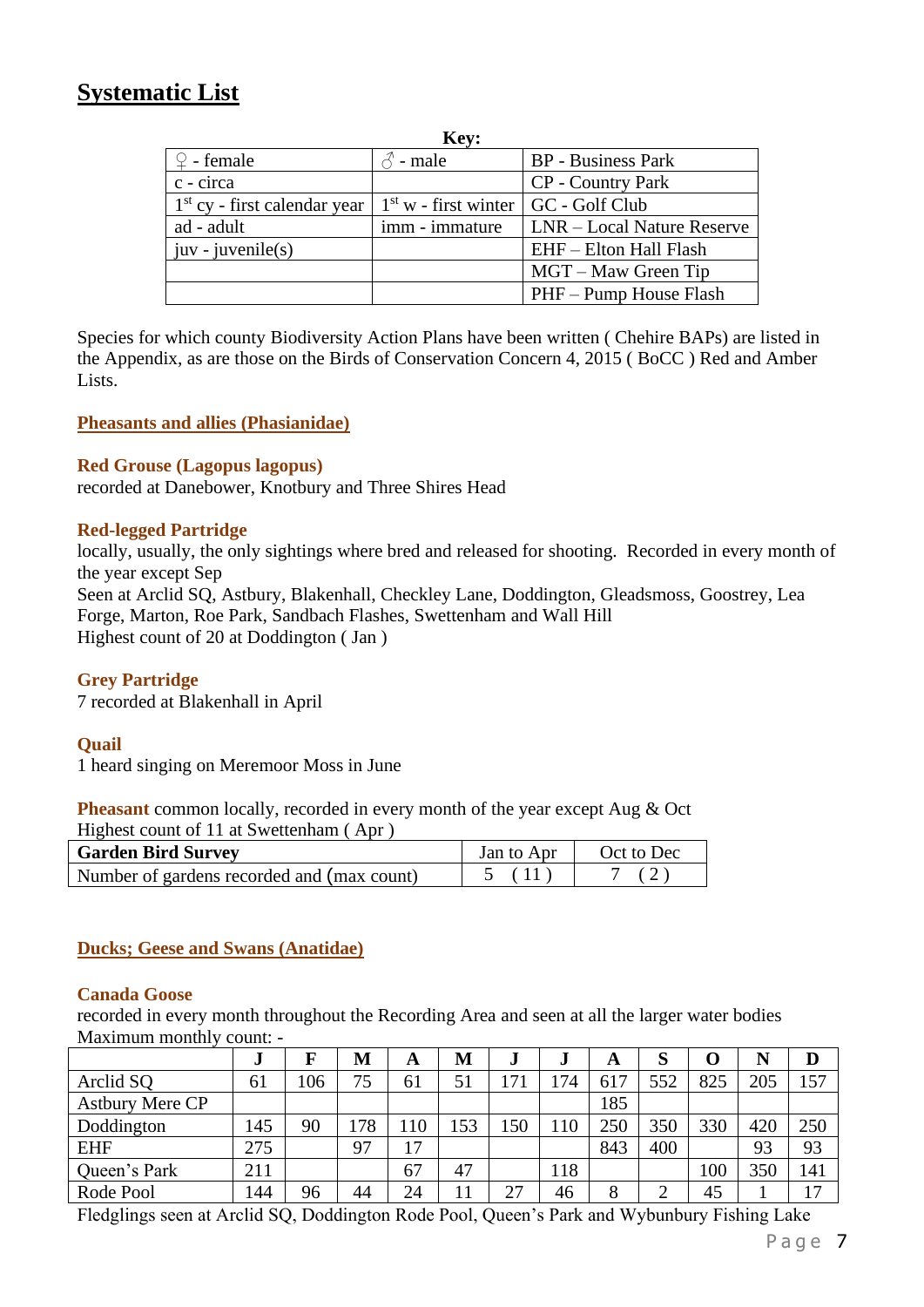# Systematic List

**Key:**

| | | |
|---|---|---|
| ♀ - female | ♂ - male | BP - Business Park |
| c - circa | | CP - Country Park |
| 1st cy - first calendar year | 1st w - first winter | GC - Golf Club |
| ad - adult | imm - immature | LNR – Local Nature Reserve |
| juv - juvenile(s) | | EHF – Elton Hall Flash |
| | | MGT – Maw Green Tip |
| | | PHF – Pump House Flash |

Species for which county Biodiversity Action Plans have been written ( Chehire BAPs) are listed in the Appendix, as are those on the Birds of Conservation Concern 4, 2015 ( BoCC ) Red and Amber Lists.

## Pheasants and allies (Phasianidae)

### Red Grouse (Lagopus lagopus)

recorded at Danebower, Knotbury and Three Shires Head

### Red-legged Partridge

locally, usually, the only sightings where bred and released for shooting. Recorded in every month of the year except Sep

Seen at Arclid SQ, Astbury, Blakenhall, Checkley Lane, Doddington, Gleadsmoss, Goostrey, Lea Forge, Marton, Roe Park, Sandbach Flashes, Swettenham and Wall Hill

Highest count of 20 at Doddington ( Jan )

### Grey Partridge

7 recorded at Blakenhall in April

### Quail

1 heard singing on Meremoor Moss in June

**Pheasant** common locally, recorded in every month of the year except Aug & Oct

Highest count of 11 at Swettenham ( Apr )

| Garden Bird Survey | Jan to Apr | Oct to Dec |
|---|---|---|
| Number of gardens recorded and (max count) | 5 ( 11 ) | 7 ( 2 ) |

## Ducks; Geese and Swans (Anatidae)

### Canada Goose

recorded in every month throughout the Recording Area and seen at all the larger water bodies

Maximum monthly count: -

| | J | F | M | A | M | J | J | A | S | O | N | D |
|---|---|---|---|---|---|---|---|---|---|---|---|---|
| Arclid SQ | 61 | 106 | 75 | 61 | 51 | 171 | 174 | 617 | 552 | 825 | 205 | 157 |
| Astbury Mere CP | | | | | | | | 185 | | | | |
| Doddington | 145 | 90 | 178 | 110 | 153 | 150 | 110 | 250 | 350 | 330 | 420 | 250 |
| EHF | 275 | | 97 | 17 | | | | 843 | 400 | | 93 | 93 |
| Queen's Park | 211 | | | 67 | 47 | | 118 | | | 100 | 350 | 141 |
| Rode Pool | 144 | 96 | 44 | 24 | 11 | 27 | 46 | 8 | 2 | 45 | 1 | 17 |

Fledglings seen at Arclid SQ, Doddington Rode Pool, Queen's Park and Wybunbury Fishing Lake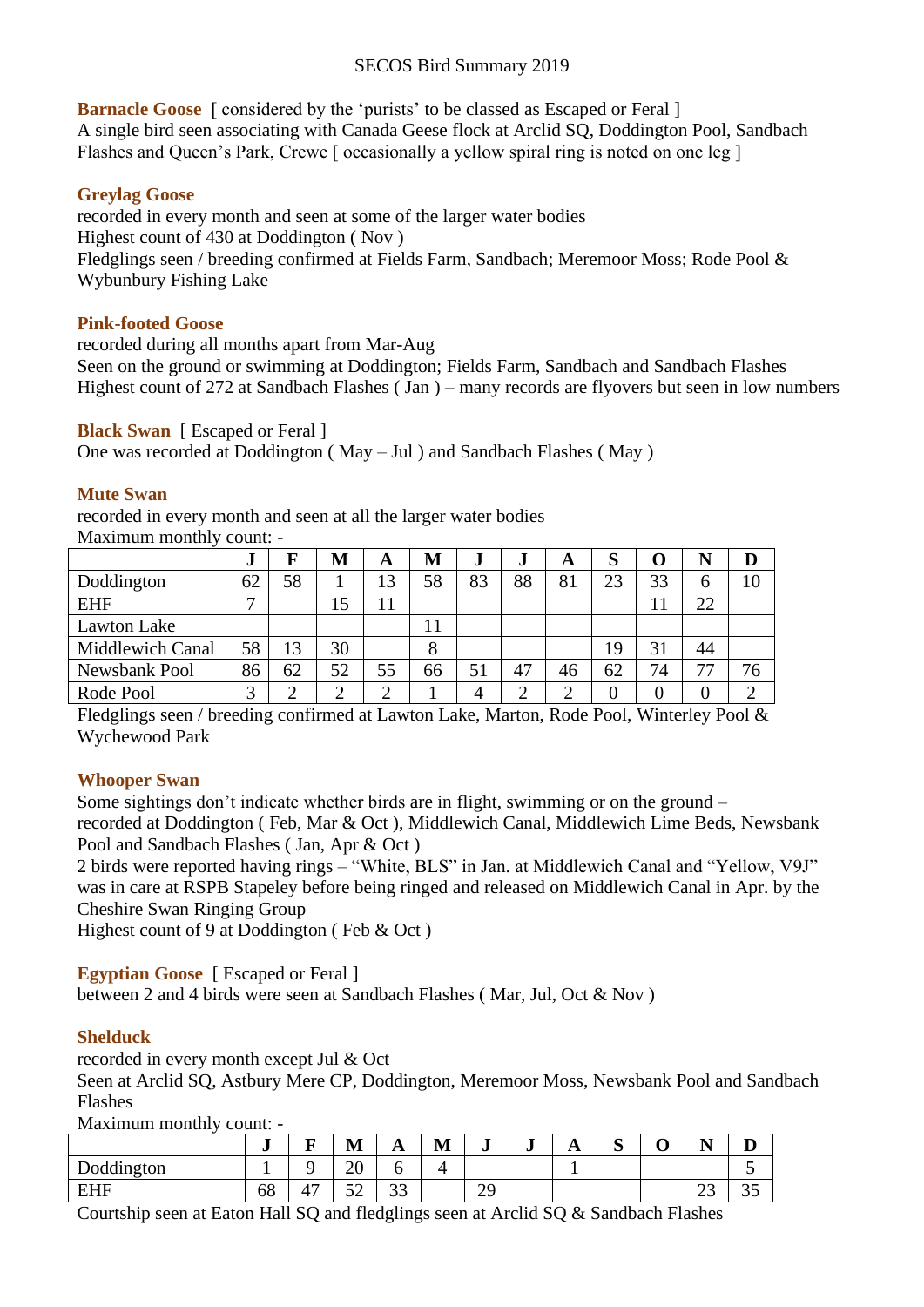SECOS Bird Summary 2019

**Barnacle Goose** [ considered by the 'purists' to be classed as Escaped or Feral ]
A single bird seen associating with Canada Geese flock at Arclid SQ, Doddington Pool, Sandbach Flashes and Queen's Park, Crewe [ occasionally a yellow spiral ring is noted on one leg ]

**Greylag Goose**
recorded in every month and seen at some of the larger water bodies
Highest count of 430 at Doddington ( Nov )
Fledglings seen / breeding confirmed at Fields Farm, Sandbach; Meremoor Moss; Rode Pool & Wybunbury Fishing Lake

**Pink-footed Goose**
recorded during all months apart from Mar-Aug
Seen on the ground or swimming at Doddington; Fields Farm, Sandbach and Sandbach Flashes
Highest count of 272 at Sandbach Flashes ( Jan ) – many records are flyovers but seen in low numbers

**Black Swan** [ Escaped or Feral ]
One was recorded at Doddington ( May – Jul ) and Sandbach Flashes ( May )

**Mute Swan**
recorded in every month and seen at all the larger water bodies
Maximum monthly count: -

| | J | F | M | A | M | J | J | A | S | O | N | D |
|---|---|---|---|---|---|---|---|---|---|---|---|---|
| Doddington | 62 | 58 | 1 | 13 | 58 | 83 | 88 | 81 | 23 | 33 | 6 | 10 |
| EHF | 7 | | 15 | 11 | | | | | | 11 | 22 | |
| Lawton Lake | | | | | 11 | | | | | | | |
| Middlewich Canal | 58 | 13 | 30 | | 8 | | | | 19 | 31 | 44 | |
| Newsbank Pool | 86 | 62 | 52 | 55 | 66 | 51 | 47 | 46 | 62 | 74 | 77 | 76 |
| Rode Pool | 3 | 2 | 2 | 2 | 1 | 4 | 2 | 2 | 0 | 0 | 0 | 2 |

Fledglings seen / breeding confirmed at Lawton Lake, Marton, Rode Pool, Winterley Pool & Wychewood Park

**Whooper Swan**
Some sightings don't indicate whether birds are in flight, swimming or on the ground – recorded at Doddington ( Feb, Mar & Oct ), Middlewich Canal, Middlewich Lime Beds, Newsbank Pool and Sandbach Flashes ( Jan, Apr & Oct )
2 birds were reported having rings – "White, BLS" in Jan. at Middlewich Canal and "Yellow, V9J" was in care at RSPB Stapeley before being ringed and released on Middlewich Canal in Apr. by the Cheshire Swan Ringing Group
Highest count of 9 at Doddington ( Feb & Oct )

**Egyptian Goose** [ Escaped or Feral ]
between 2 and 4 birds were seen at Sandbach Flashes ( Mar, Jul, Oct & Nov )

**Shelduck**
recorded in every month except Jul & Oct
Seen at Arclid SQ, Astbury Mere CP, Doddington, Meremoor Moss, Newsbank Pool and Sandbach Flashes
Maximum monthly count: -

| | J | F | M | A | M | J | J | A | S | O | N | D |
|---|---|---|---|---|---|---|---|---|---|---|---|---|
| Doddington | 1 | 9 | 20 | 6 | 4 | | | 1 | | | | 5 |
| EHF | 68 | 47 | 52 | 33 | | 29 | | | | | 23 | 35 |

Courtship seen at Eaton Hall SQ and fledglings seen at Arclid SQ & Sandbach Flashes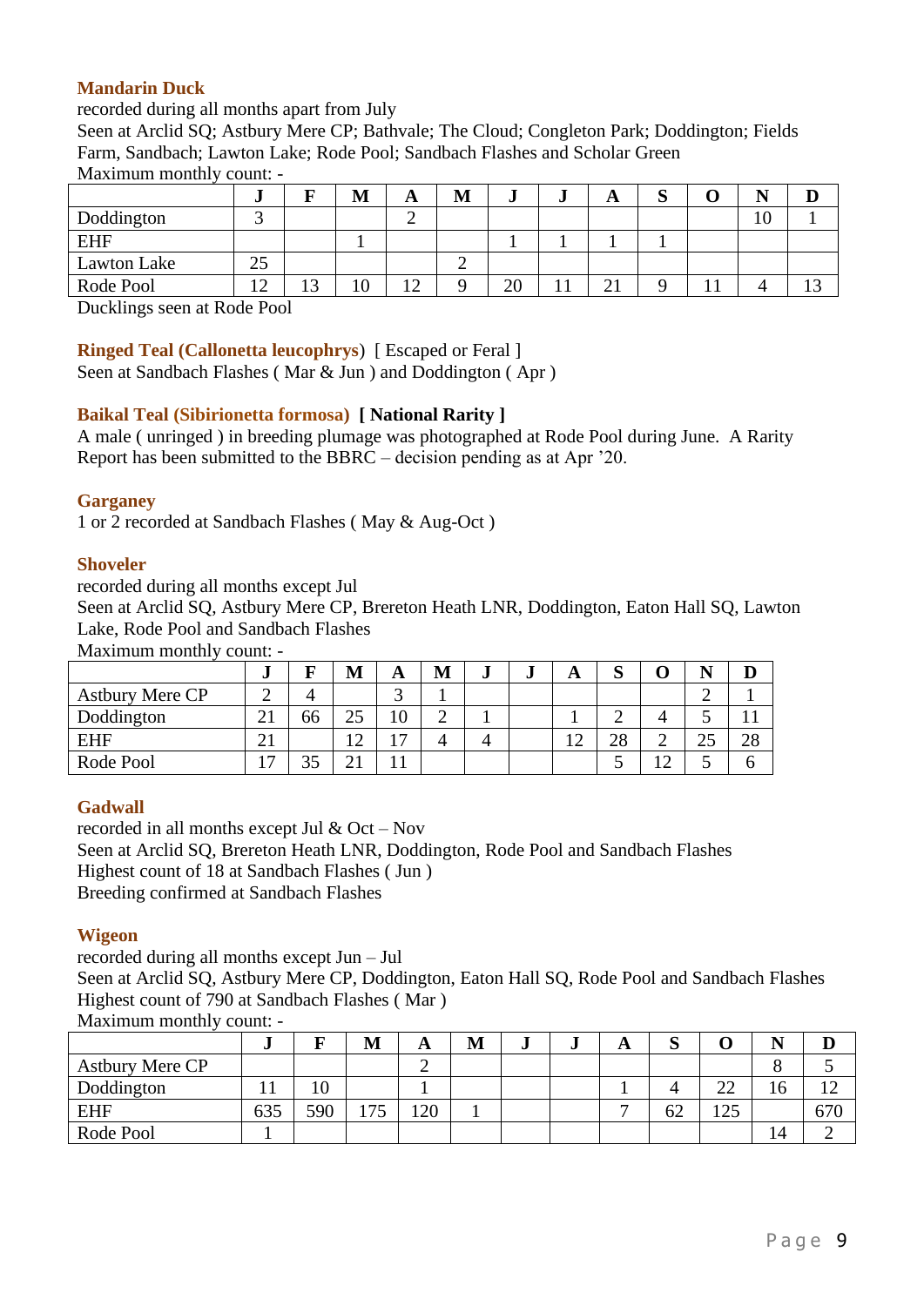### Mandarin Duck

recorded during all months apart from July
Seen at Arclid SQ; Astbury Mere CP; Bathvale; The Cloud; Congleton Park; Doddington; Fields Farm, Sandbach; Lawton Lake; Rode Pool; Sandbach Flashes and Scholar Green
Maximum monthly count: -

| | J | F | M | A | M | J | J | A | S | O | N | D |
|---|---|---|---|---|---|---|---|---|---|---|---|---|
| Doddington | 3 | | | 2 | | | | | | | 10 | 1 |
| EHF | | | 1 | | | 1 | 1 | 1 | 1 | | | |
| Lawton Lake | 25 | | | | 2 | | | | | | | |
| Rode Pool | 12 | 13 | 10 | 12 | 9 | 20 | 11 | 21 | 9 | 11 | 4 | 13 |

Ducklings seen at Rode Pool

### Ringed Teal (Callonetta leucophrys) [ Escaped or Feral ]

Seen at Sandbach Flashes ( Mar & Jun ) and Doddington ( Apr )

### Baikal Teal (Sibirionetta formosa) **[ National Rarity ]**

A male ( unringed ) in breeding plumage was photographed at Rode Pool during June. A Rarity Report has been submitted to the BBRC – decision pending as at Apr '20.

### Garganey

1 or 2 recorded at Sandbach Flashes ( May & Aug-Oct )

### Shoveler

recorded during all months except Jul
Seen at Arclid SQ, Astbury Mere CP, Brereton Heath LNR, Doddington, Eaton Hall SQ, Lawton Lake, Rode Pool and Sandbach Flashes
Maximum monthly count: -

| | J | F | M | A | M | J | J | A | S | O | N | D |
|---|---|---|---|---|---|---|---|---|---|---|---|---|
| Astbury Mere CP | 2 | 4 | | 3 | 1 | | | | | | 2 | 1 |
| Doddington | 21 | 66 | 25 | 10 | 2 | 1 | | 1 | 2 | 4 | 5 | 11 |
| EHF | 21 | | 12 | 17 | 4 | 4 | | 12 | 28 | 2 | 25 | 28 |
| Rode Pool | 17 | 35 | 21 | 11 | | | | | 5 | 12 | 5 | 6 |

### Gadwall

recorded in all months except Jul & Oct – Nov
Seen at Arclid SQ, Brereton Heath LNR, Doddington, Rode Pool and Sandbach Flashes
Highest count of 18 at Sandbach Flashes ( Jun )
Breeding confirmed at Sandbach Flashes

### Wigeon

recorded during all months except Jun – Jul
Seen at Arclid SQ, Astbury Mere CP, Doddington, Eaton Hall SQ, Rode Pool and Sandbach Flashes
Highest count of 790 at Sandbach Flashes ( Mar )
Maximum monthly count: -

| | J | F | M | A | M | J | J | A | S | O | N | D |
|---|---|---|---|---|---|---|---|---|---|---|---|---|
| Astbury Mere CP | | | | 2 | | | | | | | 8 | 5 |
| Doddington | 11 | 10 | | 1 | | | | 1 | 4 | 22 | 16 | 12 |
| EHF | 635 | 590 | 175 | 120 | 1 | | | 7 | 62 | 125 | | 670 |
| Rode Pool | 1 | | | | | | | | | | 14 | 2 |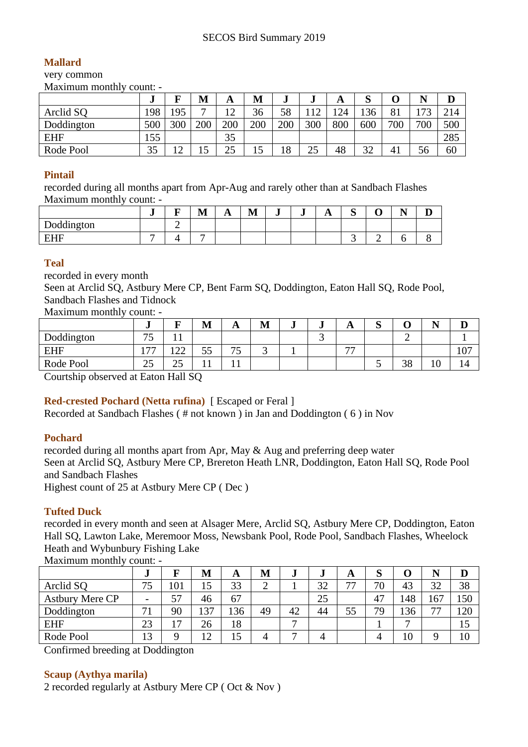### Mallard

very common

Maximum monthly count: -

| | J | F | M | A | M | J | J | A | S | O | N | D |
|---|---|---|---|---|---|---|---|---|---|---|---|---|
| Arclid SQ | 198 | 195 | 7 | 12 | 36 | 58 | 112 | 124 | 136 | 81 | 173 | 214 |
| Doddington | 500 | 300 | 200 | 200 | 200 | 200 | 300 | 800 | 600 | 700 | 700 | 500 |
| EHF | 155 | | | 35 | | | | | | | | 285 |
| Rode Pool | 35 | 12 | 15 | 25 | 15 | 18 | 25 | 48 | 32 | 41 | 56 | 60 |

### Pintail

recorded during all months apart from Apr-Aug and rarely other than at Sandbach Flashes

Maximum monthly count: -

| | J | F | M | A | M | J | J | A | S | O | N | D |
|---|---|---|---|---|---|---|---|---|---|---|---|---|
| Doddington | | 2 | | | | | | | | | | |
| EHF | 7 | 4 | 7 | | | | | | 3 | 2 | 6 | 8 |

### Teal

recorded in every month

Seen at Arclid SQ, Astbury Mere CP, Bent Farm SQ, Doddington, Eaton Hall SQ, Rode Pool, Sandbach Flashes and Tidnock

Maximum monthly count: -

| | J | F | M | A | M | J | J | A | S | O | N | D |
|---|---|---|---|---|---|---|---|---|---|---|---|---|
| Doddington | 75 | 11 | | | | | 3 | | | 2 | | 1 |
| EHF | 177 | 122 | 55 | 75 | 3 | 1 | | 77 | | | | 107 |
| Rode Pool | 25 | 25 | 11 | 11 | | | | | 5 | 38 | 10 | 14 |

Courtship observed at Eaton Hall SQ

### Red-crested Pochard (Netta rufina) [ Escaped or Feral ]

Recorded at Sandbach Flashes ( # not known ) in Jan and Doddington ( 6 ) in Nov

### Pochard

recorded during all months apart from Apr, May & Aug and preferring deep water

Seen at Arclid SQ, Astbury Mere CP, Brereton Heath LNR, Doddington, Eaton Hall SQ, Rode Pool and Sandbach Flashes

Highest count of 25 at Astbury Mere CP ( Dec )

### Tufted Duck

recorded in every month and seen at Alsager Mere, Arclid SQ, Astbury Mere CP, Doddington, Eaton Hall SQ, Lawton Lake, Meremoor Moss, Newsbank Pool, Rode Pool, Sandbach Flashes, Wheelock Heath and Wybunbury Fishing Lake

Maximum monthly count: -

| | J | F | M | A | M | J | J | A | S | O | N | D |
|---|---|---|---|---|---|---|---|---|---|---|---|---|
| Arclid SQ | 75 | 101 | 15 | 33 | 2 | 1 | 32 | 77 | 70 | 43 | 32 | 38 |
| Astbury Mere CP | - | 57 | 46 | 67 | | | 25 | | 47 | 148 | 167 | 150 |
| Doddington | 71 | 90 | 137 | 136 | 49 | 42 | 44 | 55 | 79 | 136 | 77 | 120 |
| EHF | 23 | 17 | 26 | 18 | | 7 | | | 1 | 7 | | 15 |
| Rode Pool | 13 | 9 | 12 | 15 | 4 | 7 | 4 | | 4 | 10 | 9 | 10 |

Confirmed breeding at Doddington

### Scaup (Aythya marila)

2 recorded regularly at Astbury Mere CP ( Oct & Nov )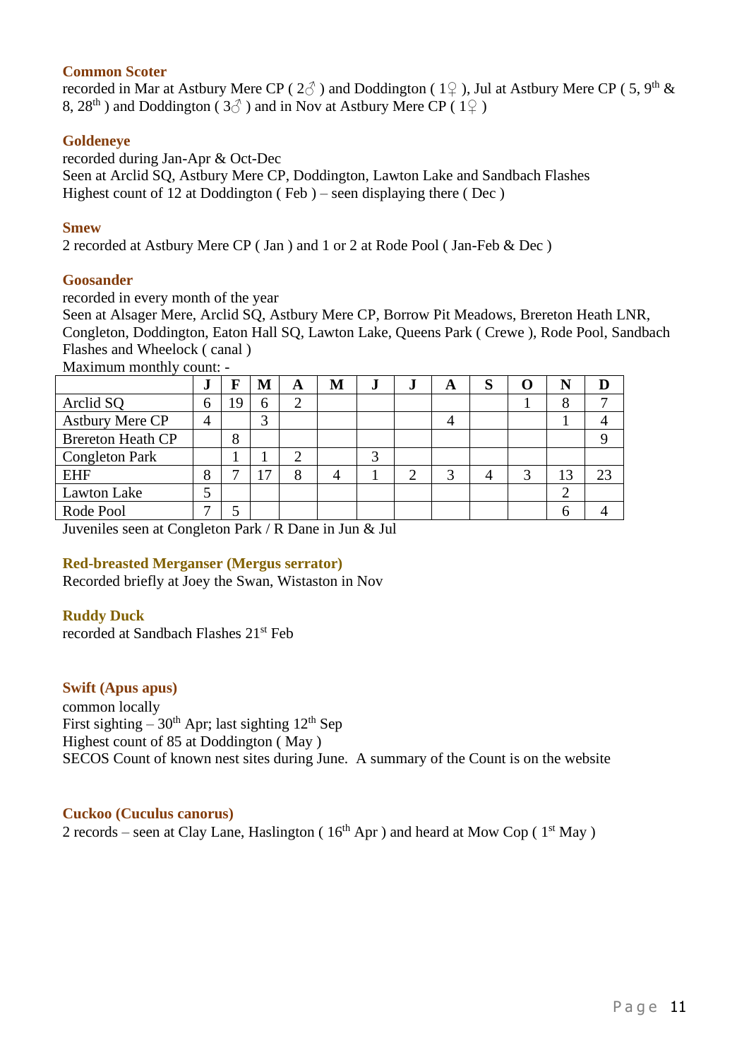### Common Scoter

recorded in Mar at Astbury Mere CP ( 2♂ ) and Doddington ( 1♀ ), Jul at Astbury Mere CP ( 5, 9th & 8, 28th ) and Doddington ( 3♂ ) and in Nov at Astbury Mere CP ( 1♀ )

### Goldeneye

recorded during Jan-Apr & Oct-Dec
Seen at Arclid SQ, Astbury Mere CP, Doddington, Lawton Lake and Sandbach Flashes
Highest count of 12 at Doddington ( Feb ) – seen displaying there ( Dec )

### Smew

2 recorded at Astbury Mere CP ( Jan ) and 1 or 2 at Rode Pool ( Jan-Feb & Dec )

### Goosander

recorded in every month of the year
Seen at Alsager Mere, Arclid SQ, Astbury Mere CP, Borrow Pit Meadows, Brereton Heath LNR, Congleton, Doddington, Eaton Hall SQ, Lawton Lake, Queens Park ( Crewe ), Rode Pool, Sandbach Flashes and Wheelock ( canal )
Maximum monthly count: -

| | J | F | M | A | M | J | J | A | S | O | N | D |
|---|---|---|---|---|---|---|---|---|---|---|---|---|
| Arclid SQ | 6 | 19 | 6 | 2 | | | | | | 1 | 8 | 7 |
| Astbury Mere CP | 4 | | 3 | | | | | 4 | | | 1 | 4 |
| Brereton Heath CP | | 8 | | | | | | | | | | 9 |
| Congleton Park | | 1 | 1 | 2 | | 3 | | | | | | |
| EHF | 8 | 7 | 17 | 8 | 4 | 1 | 2 | 3 | 4 | 3 | 13 | 23 |
| Lawton Lake | 5 | | | | | | | | | | 2 | |
| Rode Pool | 7 | 5 | | | | | | | | | 6 | 4 |

Juveniles seen at Congleton Park / R Dane in Jun & Jul

### Red-breasted Merganser (Mergus serrator)

Recorded briefly at Joey the Swan, Wistaston in Nov

### Ruddy Duck

recorded at Sandbach Flashes 21st Feb

### Swift (Apus apus)

common locally
First sighting – 30th Apr; last sighting 12th Sep
Highest count of 85 at Doddington ( May )
SECOS Count of known nest sites during June. A summary of the Count is on the website

### Cuckoo (Cuculus canorus)

2 records – seen at Clay Lane, Haslington ( 16th Apr ) and heard at Mow Cop ( 1st May )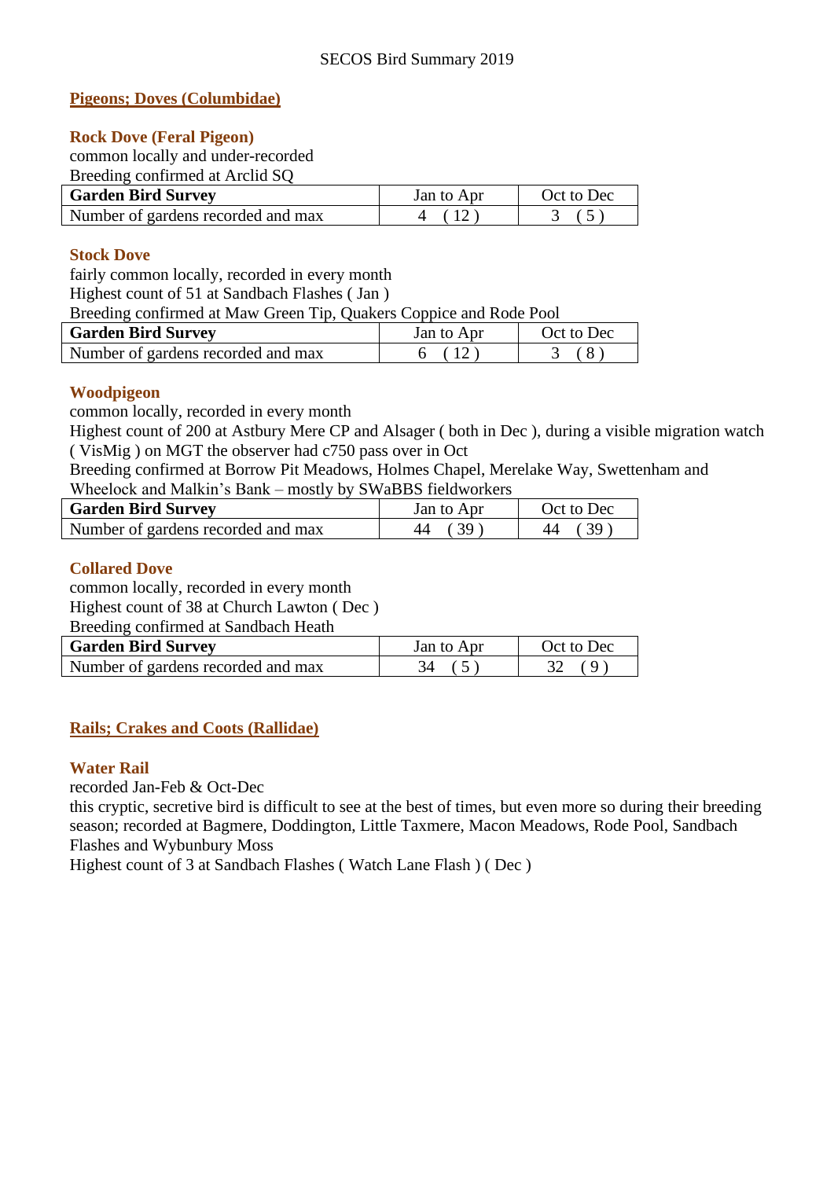SECOS Bird Summary 2019

## Pigeons; Doves (Columbidae)

### Rock Dove (Feral Pigeon)

common locally and under-recorded
Breeding confirmed at Arclid SQ

| Garden Bird Survey | Jan to Apr | Oct to Dec |
|---|---|---|
| Number of gardens recorded and max | 4 ( 12 ) | 3 ( 5 ) |

### Stock Dove

fairly common locally, recorded in every month
Highest count of 51 at Sandbach Flashes ( Jan )
Breeding confirmed at Maw Green Tip, Quakers Coppice and Rode Pool

| Garden Bird Survey | Jan to Apr | Oct to Dec |
|---|---|---|
| Number of gardens recorded and max | 6 ( 12 ) | 3 ( 8 ) |

### Woodpigeon

common locally, recorded in every month
Highest count of 200 at Astbury Mere CP and Alsager ( both in Dec ), during a visible migration watch ( VisMig ) on MGT the observer had c750 pass over in Oct
Breeding confirmed at Borrow Pit Meadows, Holmes Chapel, Merelake Way, Swettenham and Wheelock and Malkin's Bank – mostly by SWaBBS fieldworkers

| Garden Bird Survey | Jan to Apr | Oct to Dec |
|---|---|---|
| Number of gardens recorded and max | 44 ( 39 ) | 44 ( 39 ) |

### Collared Dove

common locally, recorded in every month
Highest count of 38 at Church Lawton ( Dec )
Breeding confirmed at Sandbach Heath

| Garden Bird Survey | Jan to Apr | Oct to Dec |
|---|---|---|
| Number of gardens recorded and max | 34 ( 5 ) | 32 ( 9 ) |

## Rails; Crakes and Coots (Rallidae)

### Water Rail

recorded Jan-Feb & Oct-Dec
this cryptic, secretive bird is difficult to see at the best of times, but even more so during their breeding season; recorded at Bagmere, Doddington, Little Taxmere, Macon Meadows, Rode Pool, Sandbach Flashes and Wybunbury Moss
Highest count of 3 at Sandbach Flashes ( Watch Lane Flash ) ( Dec )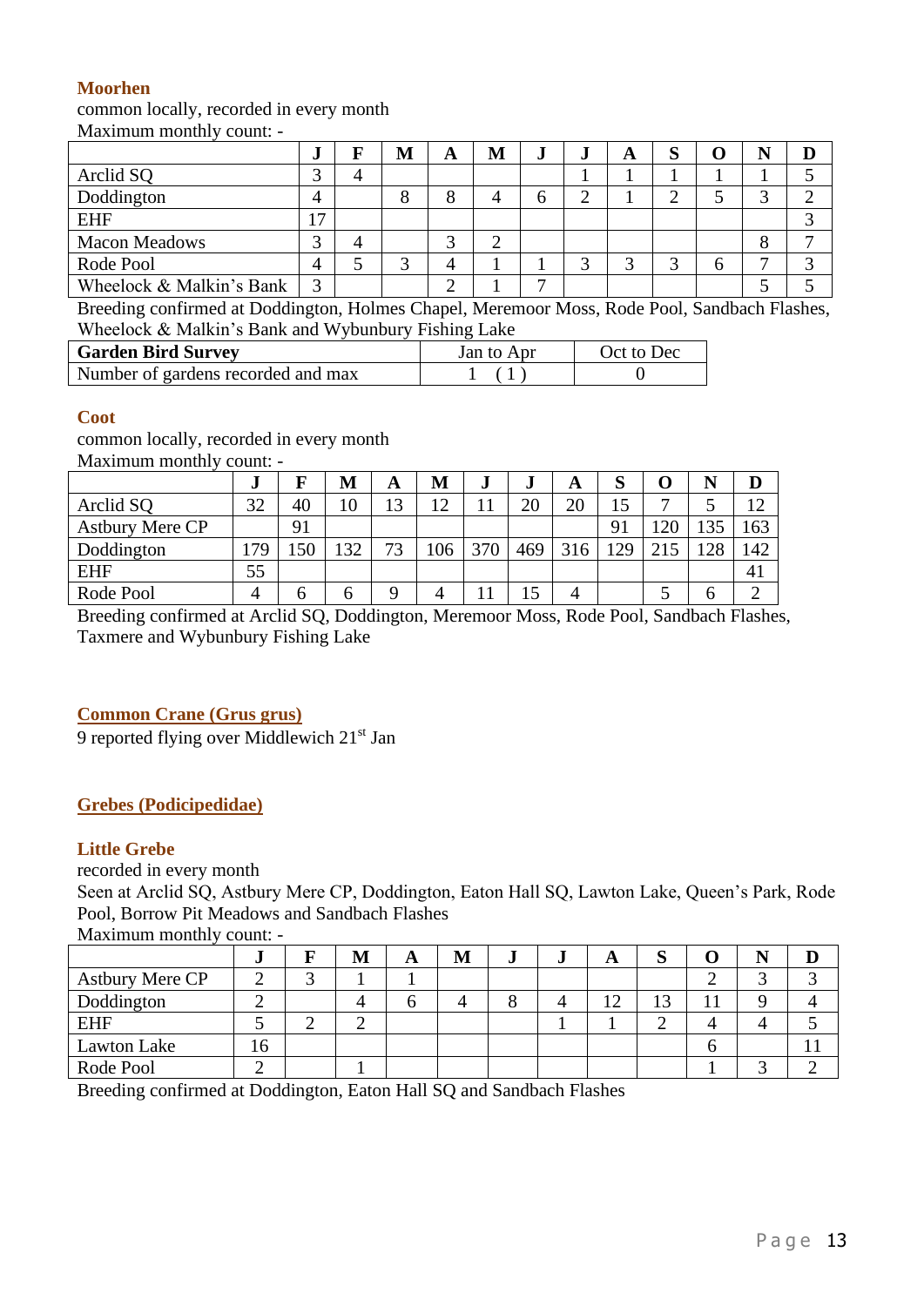### Moorhen

common locally, recorded in every month

Maximum monthly count: -

| | J | F | M | A | M | J | J | A | S | O | N | D |
|---|---|---|---|---|---|---|---|---|---|---|---|---|
| Arclid SQ | 3 | 4 | | | | | 1 | 1 | 1 | 1 | 1 | 5 |
| Doddington | 4 | | 8 | 8 | 4 | 6 | 2 | 1 | 2 | 5 | 3 | 2 |
| EHF | 17 | | | | | | | | | | | 3 |
| Macon Meadows | 3 | 4 | | 3 | 2 | | | | | | 8 | 7 |
| Rode Pool | 4 | 5 | 3 | 4 | 1 | 1 | 3 | 3 | 3 | 6 | 7 | 3 |
| Wheelock & Malkin's Bank | 3 | | | 2 | 1 | 7 | | | | | 5 | 5 |

Breeding confirmed at Doddington, Holmes Chapel, Meremoor Moss, Rode Pool, Sandbach Flashes, Wheelock & Malkin's Bank and Wybunbury Fishing Lake

| Garden Bird Survey | Jan to Apr | Oct to Dec |
|---|---|---|
| Number of gardens recorded and max | 1 ( 1 ) | 0 |

### Coot

common locally, recorded in every month

Maximum monthly count: -

| | J | F | M | A | M | J | J | A | S | O | N | D |
|---|---|---|---|---|---|---|---|---|---|---|---|---|
| Arclid SQ | 32 | 40 | 10 | 13 | 12 | 11 | 20 | 20 | 15 | 7 | 5 | 12 |
| Astbury Mere CP | | 91 | | | | | | | 91 | 120 | 135 | 163 |
| Doddington | 179 | 150 | 132 | 73 | 106 | 370 | 469 | 316 | 129 | 215 | 128 | 142 |
| EHF | 55 | | | | | | | | | | | 41 |
| Rode Pool | 4 | 6 | 6 | 9 | 4 | 11 | 15 | 4 | | 5 | 6 | 2 |

Breeding confirmed at Arclid SQ, Doddington, Meremoor Moss, Rode Pool, Sandbach Flashes, Taxmere and Wybunbury Fishing Lake

## Common Crane (Grus grus)

9 reported flying over Middlewich 21st Jan

## Grebes (Podicipedidae)

### Little Grebe

recorded in every month

Seen at Arclid SQ, Astbury Mere CP, Doddington, Eaton Hall SQ, Lawton Lake, Queen's Park, Rode Pool, Borrow Pit Meadows and Sandbach Flashes

Maximum monthly count: -

| | J | F | M | A | M | J | J | A | S | O | N | D |
|---|---|---|---|---|---|---|---|---|---|---|---|---|
| Astbury Mere CP | 2 | 3 | 1 | 1 | | | | | | 2 | 3 | 3 |
| Doddington | 2 | | 4 | 6 | 4 | 8 | 4 | 12 | 13 | 11 | 9 | 4 |
| EHF | 5 | 2 | 2 | | | | 1 | 1 | 2 | 4 | 4 | 5 |
| Lawton Lake | 16 | | | | | | | | | 6 | | 11 |
| Rode Pool | 2 | | 1 | | | | | | | 1 | 3 | 2 |

Breeding confirmed at Doddington, Eaton Hall SQ and Sandbach Flashes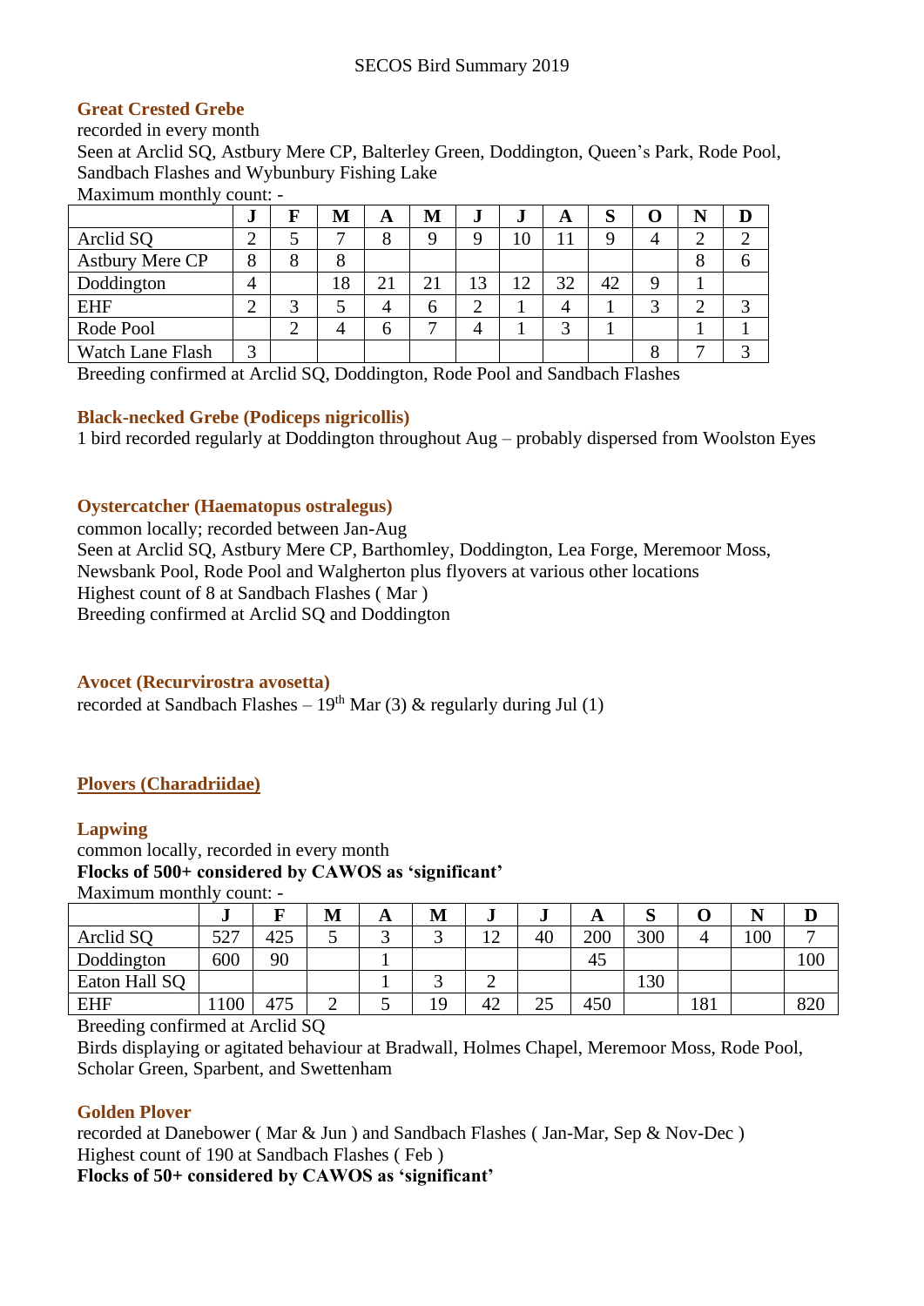### Great Crested Grebe

recorded in every month

Seen at Arclid SQ, Astbury Mere CP, Balterley Green, Doddington, Queen's Park, Rode Pool, Sandbach Flashes and Wybunbury Fishing Lake

Maximum monthly count: -

| | J | F | M | A | M | J | J | A | S | O | N | D |
|---|---|---|---|---|---|---|---|---|---|---|---|---|
| Arclid SQ | 2 | 5 | 7 | 8 | 9 | 9 | 10 | 11 | 9 | 4 | 2 | 2 |
| Astbury Mere CP | 8 | 8 | 8 | | | | | | | | 8 | 6 |
| Doddington | 4 | | 18 | 21 | 21 | 13 | 12 | 32 | 42 | 9 | 1 | |
| EHF | 2 | 3 | 5 | 4 | 6 | 2 | 1 | 4 | 1 | 3 | 2 | 3 |
| Rode Pool | | 2 | 4 | 6 | 7 | 4 | 1 | 3 | 1 | | 1 | 1 |
| Watch Lane Flash | 3 | | | | | | | | | 8 | 7 | 3 |

Breeding confirmed at Arclid SQ, Doddington, Rode Pool and Sandbach Flashes

### Black-necked Grebe (Podiceps nigricollis)

1 bird recorded regularly at Doddington throughout Aug – probably dispersed from Woolston Eyes

### Oystercatcher (Haematopus ostralegus)

common locally; recorded between Jan-Aug

Seen at Arclid SQ, Astbury Mere CP, Barthomley, Doddington, Lea Forge, Meremoor Moss, Newsbank Pool, Rode Pool and Walgherton plus flyovers at various other locations

Highest count of 8 at Sandbach Flashes ( Mar )

Breeding confirmed at Arclid SQ and Doddington

### Avocet (Recurvirostra avosetta)

recorded at Sandbach Flashes – 19th Mar (3) & regularly during Jul (1)

## Plovers (Charadriidae)

### Lapwing

common locally, recorded in every month

**Flocks of 500+ considered by CAWOS as 'significant'**

Maximum monthly count: -

| | J | F | M | A | M | J | J | A | S | O | N | D |
|---|---|---|---|---|---|---|---|---|---|---|---|---|
| Arclid SQ | 527 | 425 | 5 | 3 | 3 | 12 | 40 | 200 | 300 | 4 | 100 | 7 |
| Doddington | 600 | 90 | | 1 | | | | 45 | | | | 100 |
| Eaton Hall SQ | | | | 1 | 3 | 2 | | | 130 | | | |
| EHF | 1100 | 475 | 2 | 5 | 19 | 42 | 25 | 450 | | 181 | | 820 |

Breeding confirmed at Arclid SQ

Birds displaying or agitated behaviour at Bradwall, Holmes Chapel, Meremoor Moss, Rode Pool, Scholar Green, Sparbent, and Swettenham

### Golden Plover

recorded at Danebower ( Mar & Jun ) and Sandbach Flashes ( Jan-Mar, Sep & Nov-Dec )

Highest count of 190 at Sandbach Flashes ( Feb )

**Flocks of 50+ considered by CAWOS as 'significant'**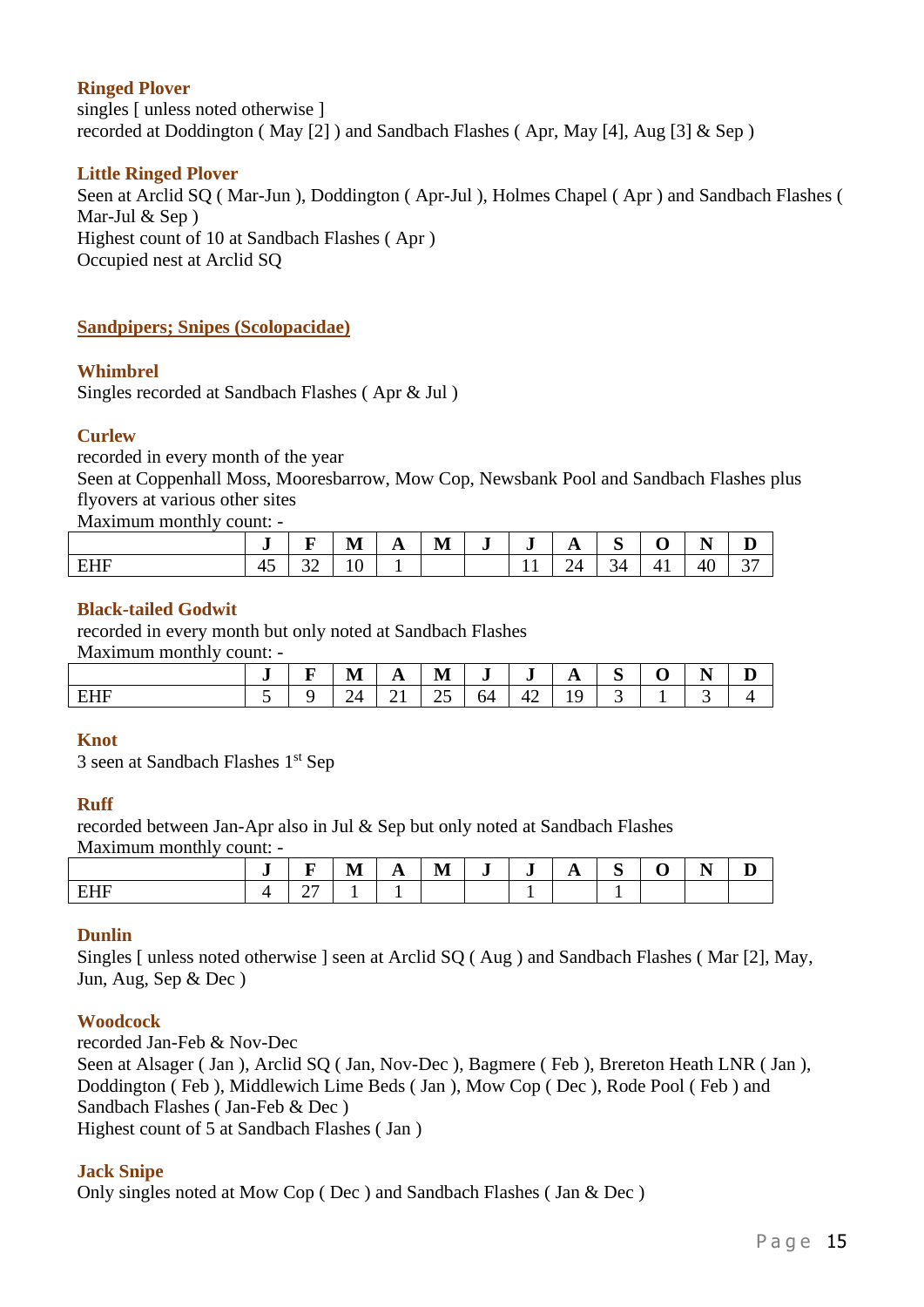### Ringed Plover

singles [ unless noted otherwise ]
recorded at Doddington ( May [2] ) and Sandbach Flashes ( Apr, May [4], Aug [3] & Sep )

### Little Ringed Plover

Seen at Arclid SQ ( Mar-Jun ), Doddington ( Apr-Jul ), Holmes Chapel ( Apr ) and Sandbach Flashes ( Mar-Jul & Sep )
Highest count of 10 at Sandbach Flashes ( Apr )
Occupied nest at Arclid SQ

## Sandpipers; Snipes (Scolopacidae)

### Whimbrel

Singles recorded at Sandbach Flashes ( Apr & Jul )

### Curlew

recorded in every month of the year
Seen at Coppenhall Moss, Mooresbarrow, Mow Cop, Newsbank Pool and Sandbach Flashes plus flyovers at various other sites
Maximum monthly count: -

| | J | F | M | A | M | J | J | A | S | O | N | D |
|---|---|---|---|---|---|---|---|---|---|---|---|---|
| EHF | 45 | 32 | 10 | 1 | | | 11 | 24 | 34 | 41 | 40 | 37 |

### Black-tailed Godwit

recorded in every month but only noted at Sandbach Flashes
Maximum monthly count: -

| | J | F | M | A | M | J | J | A | S | O | N | D |
|---|---|---|---|---|---|---|---|---|---|---|---|---|
| EHF | 5 | 9 | 24 | 21 | 25 | 64 | 42 | 19 | 3 | 1 | 3 | 4 |

### Knot

3 seen at Sandbach Flashes 1st Sep

### Ruff

recorded between Jan-Apr also in Jul & Sep but only noted at Sandbach Flashes
Maximum monthly count: -

| | J | F | M | A | M | J | J | A | S | O | N | D |
|---|---|---|---|---|---|---|---|---|---|---|---|---|
| EHF | 4 | 27 | 1 | 1 | | | 1 | | 1 | | | |

### Dunlin

Singles [ unless noted otherwise ] seen at Arclid SQ ( Aug ) and Sandbach Flashes ( Mar [2], May, Jun, Aug, Sep & Dec )

### Woodcock

recorded Jan-Feb & Nov-Dec
Seen at Alsager ( Jan ), Arclid SQ ( Jan, Nov-Dec ), Bagmere ( Feb ), Brereton Heath LNR ( Jan ), Doddington ( Feb ), Middlewich Lime Beds ( Jan ), Mow Cop ( Dec ), Rode Pool ( Feb ) and Sandbach Flashes ( Jan-Feb & Dec )
Highest count of 5 at Sandbach Flashes ( Jan )

### Jack Snipe

Only singles noted at Mow Cop ( Dec ) and Sandbach Flashes ( Jan & Dec )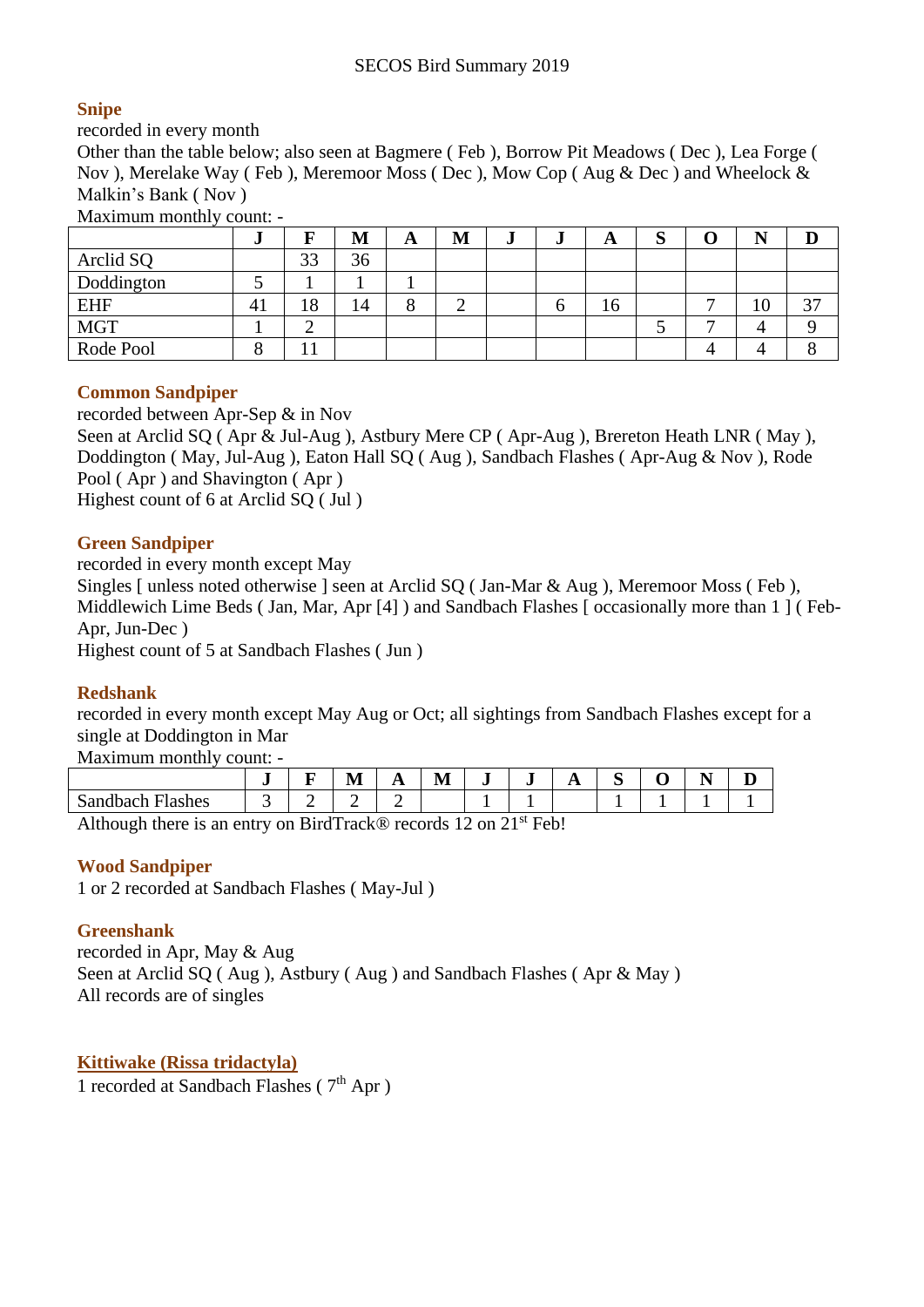## Snipe

recorded in every month

Other than the table below; also seen at Bagmere ( Feb ), Borrow Pit Meadows ( Dec ), Lea Forge ( Nov ), Merelake Way ( Feb ), Meremoor Moss ( Dec ), Mow Cop ( Aug & Dec ) and Wheelock & Malkin's Bank ( Nov )

Maximum monthly count: -

| | J | F | M | A | M | J | J | A | S | O | N | D |
|---|---|---|---|---|---|---|---|---|---|---|---|---|
| Arclid SQ | | 33 | 36 | | | | | | | | | |
| Doddington | 5 | 1 | 1 | 1 | | | | | | | | |
| EHF | 41 | 18 | 14 | 8 | 2 | | 6 | 16 | | 7 | 10 | 37 |
| MGT | 1 | 2 | | | | | | | 5 | 7 | 4 | 9 |
| Rode Pool | 8 | 11 | | | | | | | | 4 | 4 | 8 |

## Common Sandpiper

recorded between Apr-Sep & in Nov

Seen at Arclid SQ ( Apr & Jul-Aug ), Astbury Mere CP ( Apr-Aug ), Brereton Heath LNR ( May ), Doddington ( May, Jul-Aug ), Eaton Hall SQ ( Aug ), Sandbach Flashes ( Apr-Aug & Nov ), Rode Pool ( Apr ) and Shavington ( Apr )

Highest count of 6 at Arclid SQ ( Jul )

## Green Sandpiper

recorded in every month except May

Singles [ unless noted otherwise ] seen at Arclid SQ ( Jan-Mar & Aug ), Meremoor Moss ( Feb ), Middlewich Lime Beds ( Jan, Mar, Apr [4] ) and Sandbach Flashes [ occasionally more than 1 ] ( Feb-Apr, Jun-Dec )

Highest count of 5 at Sandbach Flashes ( Jun )

## Redshank

recorded in every month except May Aug or Oct; all sightings from Sandbach Flashes except for a single at Doddington in Mar

Maximum monthly count: -

| | J | F | M | A | M | J | J | A | S | O | N | D |
|---|---|---|---|---|---|---|---|---|---|---|---|---|
| Sandbach Flashes | 3 | 2 | 2 | 2 | | 1 | 1 | | 1 | 1 | 1 | 1 |

Although there is an entry on BirdTrack® records 12 on 21st Feb!

## Wood Sandpiper

1 or 2 recorded at Sandbach Flashes ( May-Jul )

## Greenshank

recorded in Apr, May & Aug

Seen at Arclid SQ ( Aug ), Astbury ( Aug ) and Sandbach Flashes ( Apr & May )

All records are of singles

## Kittiwake (Rissa tridactyla)

1 recorded at Sandbach Flashes ( 7th Apr )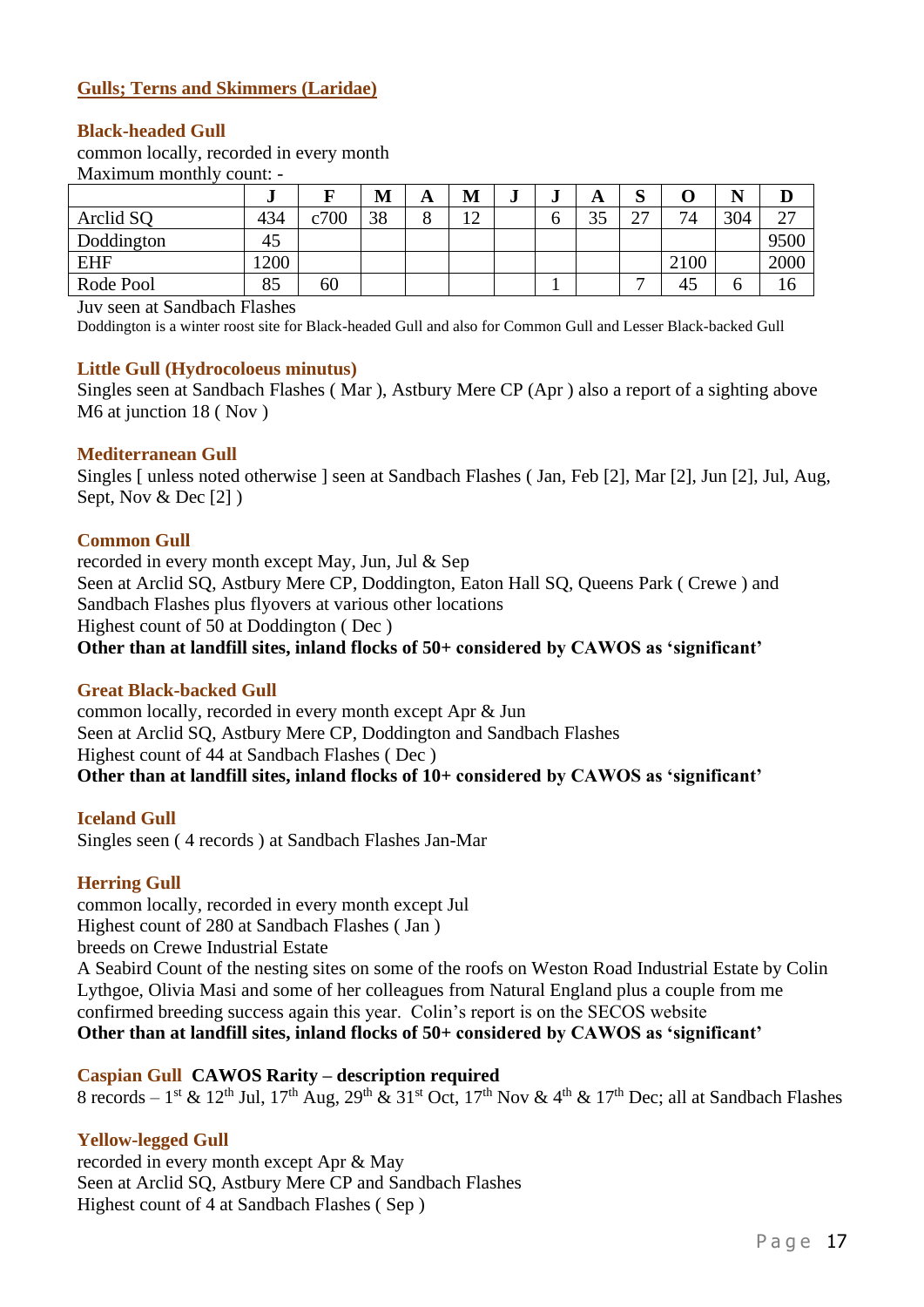## Gulls; Terns and Skimmers (Laridae)

### Black-headed Gull

common locally, recorded in every month
Maximum monthly count: -

| | J | F | M | A | M | J | J | A | S | O | N | D |
|---|---|---|---|---|---|---|---|---|---|---|---|---|
| Arclid SQ | 434 | c700 | 38 | 8 | 12 | | 6 | 35 | 27 | 74 | 304 | 27 |
| Doddington | 45 | | | | | | | | | | | 9500 |
| EHF | 1200 | | | | | | | | | 2100 | | 2000 |
| Rode Pool | 85 | 60 | | | | | 1 | | 7 | 45 | 6 | 16 |

Juv seen at Sandbach Flashes

Doddington is a winter roost site for Black-headed Gull and also for Common Gull and Lesser Black-backed Gull

### Little Gull (Hydrocoloeus minutus)

Singles seen at Sandbach Flashes ( Mar ), Astbury Mere CP (Apr ) also a report of a sighting above M6 at junction 18 ( Nov )

### Mediterranean Gull

Singles [ unless noted otherwise ] seen at Sandbach Flashes ( Jan, Feb [2], Mar [2], Jun [2], Jul, Aug, Sept, Nov & Dec [2] )

### Common Gull

recorded in every month except May, Jun, Jul & Sep
Seen at Arclid SQ, Astbury Mere CP, Doddington, Eaton Hall SQ, Queens Park ( Crewe ) and Sandbach Flashes plus flyovers at various other locations
Highest count of 50 at Doddington ( Dec )
**Other than at landfill sites, inland flocks of 50+ considered by CAWOS as 'significant'**

### Great Black-backed Gull

common locally, recorded in every month except Apr & Jun
Seen at Arclid SQ, Astbury Mere CP, Doddington and Sandbach Flashes
Highest count of 44 at Sandbach Flashes ( Dec )
**Other than at landfill sites, inland flocks of 10+ considered by CAWOS as 'significant'**

### Iceland Gull

Singles seen ( 4 records ) at Sandbach Flashes Jan-Mar

### Herring Gull

common locally, recorded in every month except Jul
Highest count of 280 at Sandbach Flashes ( Jan )
breeds on Crewe Industrial Estate
A Seabird Count of the nesting sites on some of the roofs on Weston Road Industrial Estate by Colin Lythgoe, Olivia Masi and some of her colleagues from Natural England plus a couple from me confirmed breeding success again this year. Colin's report is on the SECOS website
**Other than at landfill sites, inland flocks of 50+ considered by CAWOS as 'significant'**

### Caspian Gull **CAWOS Rarity – description required**

8 records – 1st & 12th Jul, 17th Aug, 29th & 31st Oct, 17th Nov & 4th & 17th Dec; all at Sandbach Flashes

### Yellow-legged Gull

recorded in every month except Apr & May
Seen at Arclid SQ, Astbury Mere CP and Sandbach Flashes
Highest count of 4 at Sandbach Flashes ( Sep )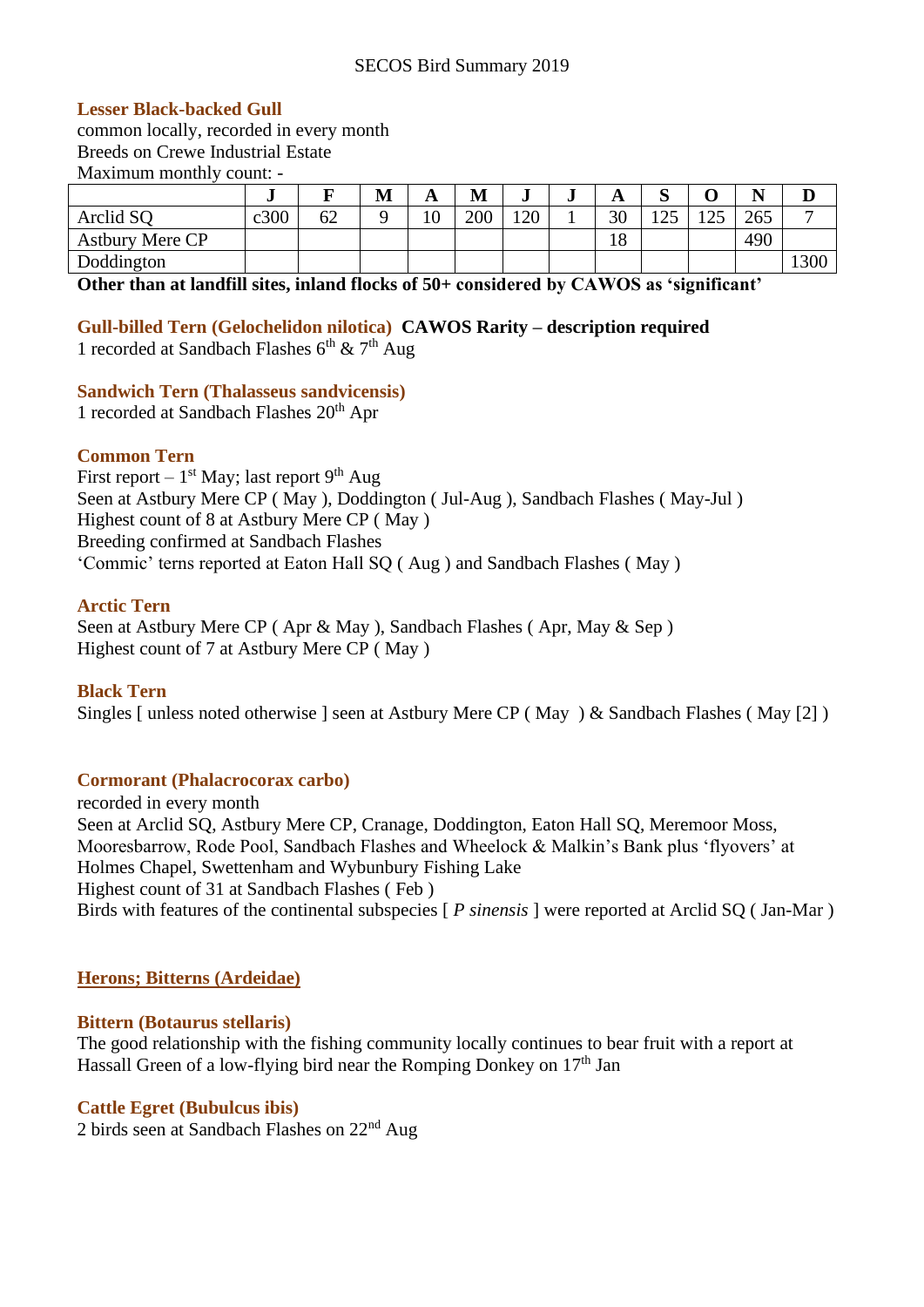SECOS Bird Summary 2019

### Lesser Black-backed Gull

common locally, recorded in every month
Breeds on Crewe Industrial Estate
Maximum monthly count: -

| | J | F | M | A | M | J | J | A | S | O | N | D |
|---|---|---|---|---|---|---|---|---|---|---|---|---|
| Arclid SQ | c300 | 62 | 9 | 10 | 200 | 120 | 1 | 30 | 125 | 125 | 265 | 7 |
| Astbury Mere CP | | | | | | | | 18 | | | 490 | |
| Doddington | | | | | | | | | | | | 1300 |

**Other than at landfill sites, inland flocks of 50+ considered by CAWOS as 'significant'**

### Gull-billed Tern (Gelochelidon nilotica) **CAWOS Rarity – description required**

1 recorded at Sandbach Flashes 6th & 7th Aug

### Sandwich Tern (Thalasseus sandvicensis)

1 recorded at Sandbach Flashes 20th Apr

### Common Tern

First report – 1st May; last report 9th Aug
Seen at Astbury Mere CP ( May ), Doddington ( Jul-Aug ), Sandbach Flashes ( May-Jul )
Highest count of 8 at Astbury Mere CP ( May )
Breeding confirmed at Sandbach Flashes
'Commic' terns reported at Eaton Hall SQ ( Aug ) and Sandbach Flashes ( May )

### Arctic Tern

Seen at Astbury Mere CP ( Apr & May ), Sandbach Flashes ( Apr, May & Sep )
Highest count of 7 at Astbury Mere CP ( May )

### Black Tern

Singles [ unless noted otherwise ] seen at Astbury Mere CP ( May ) & Sandbach Flashes ( May [2] )

### Cormorant (Phalacrocorax carbo)

recorded in every month
Seen at Arclid SQ, Astbury Mere CP, Cranage, Doddington, Eaton Hall SQ, Meremoor Moss, Mooresbarrow, Rode Pool, Sandbach Flashes and Wheelock & Malkin's Bank plus 'flyovers' at Holmes Chapel, Swettenham and Wybunbury Fishing Lake
Highest count of 31 at Sandbach Flashes ( Feb )
Birds with features of the continental subspecies [ *P sinensis* ] were reported at Arclid SQ ( Jan-Mar )

## Herons; Bitterns (Ardeidae)

### Bittern (Botaurus stellaris)

The good relationship with the fishing community locally continues to bear fruit with a report at Hassall Green of a low-flying bird near the Romping Donkey on 17th Jan

### Cattle Egret (Bubulcus ibis)

2 birds seen at Sandbach Flashes on 22nd Aug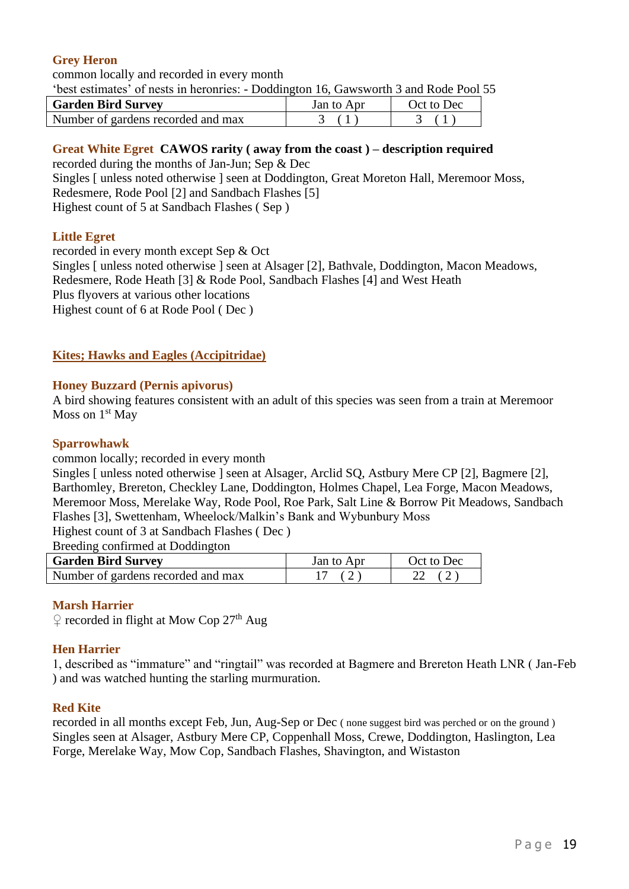### Grey Heron

common locally and recorded in every month
'best estimates' of nests in heronries: - Doddington 16, Gawsworth 3 and Rode Pool 55

| **Garden Bird Survey** | Jan to Apr | Oct to Dec |
|---|---|---|
| Number of gardens recorded and max | 3 ( 1 ) | 3 ( 1 ) |

### Great White Egret **CAWOS rarity ( away from the coast ) – description required**

recorded during the months of Jan-Jun; Sep & Dec
Singles [ unless noted otherwise ] seen at Doddington, Great Moreton Hall, Meremoor Moss, Redesmere, Rode Pool [2] and Sandbach Flashes [5]
Highest count of 5 at Sandbach Flashes ( Sep )

### Little Egret

recorded in every month except Sep & Oct
Singles [ unless noted otherwise ] seen at Alsager [2], Bathvale, Doddington, Macon Meadows, Redesmere, Rode Heath [3] & Rode Pool, Sandbach Flashes [4] and West Heath
Plus flyovers at various other locations
Highest count of 6 at Rode Pool ( Dec )

## Kites; Hawks and Eagles (Accipitridae)

### Honey Buzzard (Pernis apivorus)

A bird showing features consistent with an adult of this species was seen from a train at Meremoor Moss on 1st May

### Sparrowhawk

common locally; recorded in every month
Singles [ unless noted otherwise ] seen at Alsager, Arclid SQ, Astbury Mere CP [2], Bagmere [2], Barthomley, Brereton, Checkley Lane, Doddington, Holmes Chapel, Lea Forge, Macon Meadows, Meremoor Moss, Merelake Way, Rode Pool, Roe Park, Salt Line & Borrow Pit Meadows, Sandbach Flashes [3], Swettenham, Wheelock/Malkin's Bank and Wybunbury Moss
Highest count of 3 at Sandbach Flashes ( Dec )
Breeding confirmed at Doddington

| **Garden Bird Survey** | Jan to Apr | Oct to Dec |
|---|---|---|
| Number of gardens recorded and max | 17 ( 2 ) | 22 ( 2 ) |

### Marsh Harrier

♀ recorded in flight at Mow Cop 27th Aug

### Hen Harrier

1, described as "immature" and "ringtail" was recorded at Bagmere and Brereton Heath LNR ( Jan-Feb ) and was watched hunting the starling murmuration.

### Red Kite

recorded in all months except Feb, Jun, Aug-Sep or Dec ( none suggest bird was perched or on the ground )
Singles seen at Alsager, Astbury Mere CP, Coppenhall Moss, Crewe, Doddington, Haslington, Lea Forge, Merelake Way, Mow Cop, Sandbach Flashes, Shavington, and Wistaston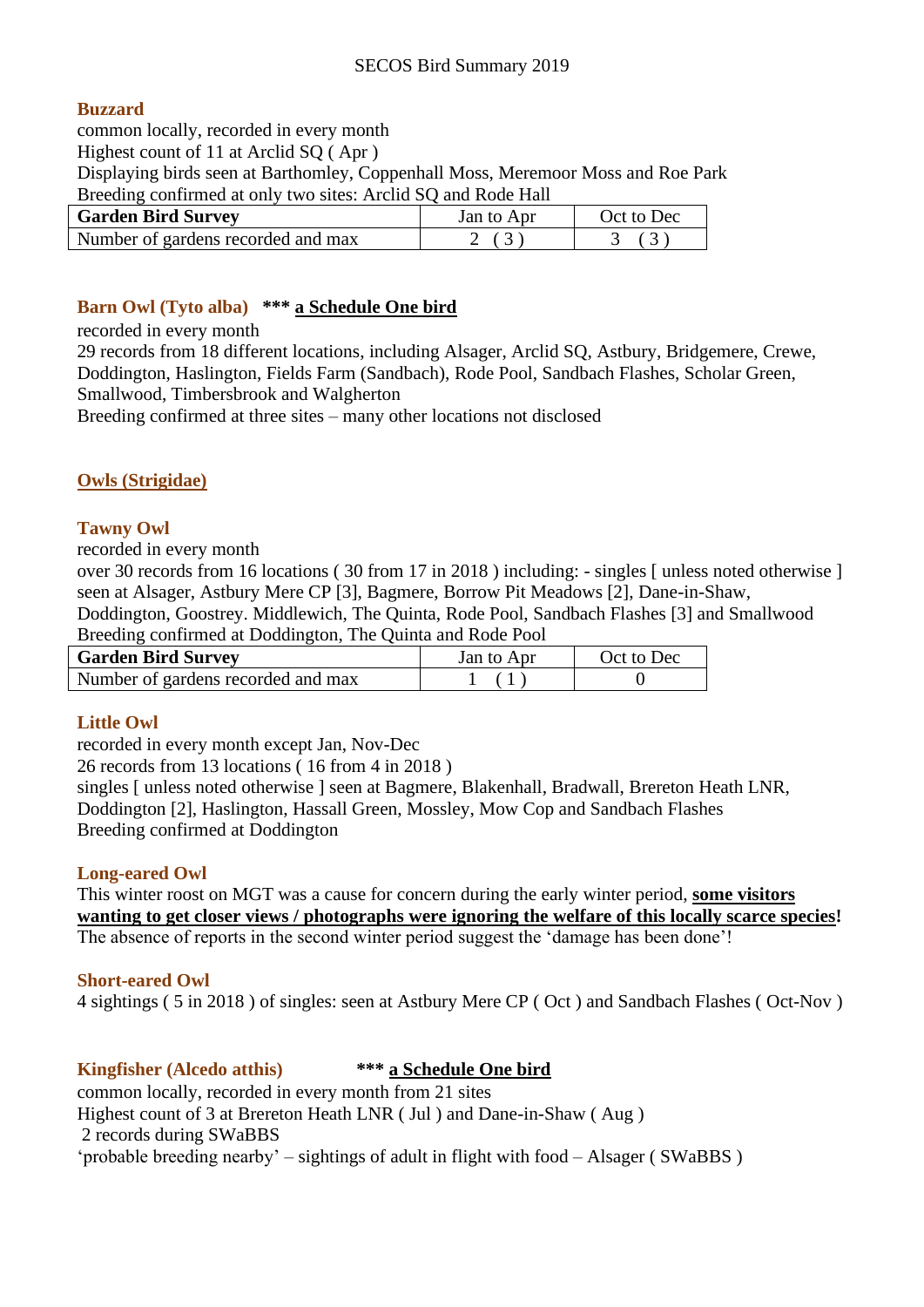SECOS Bird Summary 2019

### Buzzard

common locally, recorded in every month
Highest count of 11 at Arclid SQ ( Apr )
Displaying birds seen at Barthomley, Coppenhall Moss, Meremoor Moss and Roe Park
Breeding confirmed at only two sites: Arclid SQ and Rode Hall

| **Garden Bird Survey** | Jan to Apr | Oct to Dec |
|---|---|---|
| Number of gardens recorded and max | 2 ( 3 ) | 3 ( 3 ) |

### Barn Owl (Tyto alba) *** __a Schedule One bird__

recorded in every month
29 records from 18 different locations, including Alsager, Arclid SQ, Astbury, Bridgemere, Crewe, Doddington, Haslington, Fields Farm (Sandbach), Rode Pool, Sandbach Flashes, Scholar Green, Smallwood, Timbersbrook and Walgherton
Breeding confirmed at three sites – many other locations not disclosed

## Owls (Strigidae)

### Tawny Owl

recorded in every month
over 30 records from 16 locations ( 30 from 17 in 2018 ) including: - singles [ unless noted otherwise ] seen at Alsager, Astbury Mere CP [3], Bagmere, Borrow Pit Meadows [2], Dane-in-Shaw, Doddington, Goostrey. Middlewich, The Quinta, Rode Pool, Sandbach Flashes [3] and Smallwood
Breeding confirmed at Doddington, The Quinta and Rode Pool

| **Garden Bird Survey** | Jan to Apr | Oct to Dec |
|---|---|---|
| Number of gardens recorded and max | 1 ( 1 ) | 0 |

### Little Owl

recorded in every month except Jan, Nov-Dec
26 records from 13 locations ( 16 from 4 in 2018 )
singles [ unless noted otherwise ] seen at Bagmere, Blakenhall, Bradwall, Brereton Heath LNR, Doddington [2], Haslington, Hassall Green, Mossley, Mow Cop and Sandbach Flashes
Breeding confirmed at Doddington

### Long-eared Owl

This winter roost on MGT was a cause for concern during the early winter period, **__some visitors wanting to get closer views / photographs were ignoring the welfare of this locally scarce species__!**
The absence of reports in the second winter period suggest the 'damage has been done'!

### Short-eared Owl

4 sightings ( 5 in 2018 ) of singles: seen at Astbury Mere CP ( Oct ) and Sandbach Flashes ( Oct-Nov )

### Kingfisher (Alcedo atthis) *** __a Schedule One bird__

common locally, recorded in every month from 21 sites
Highest count of 3 at Brereton Heath LNR ( Jul ) and Dane-in-Shaw ( Aug )
2 records during SWaBBS
'probable breeding nearby' – sightings of adult in flight with food – Alsager ( SWaBBS )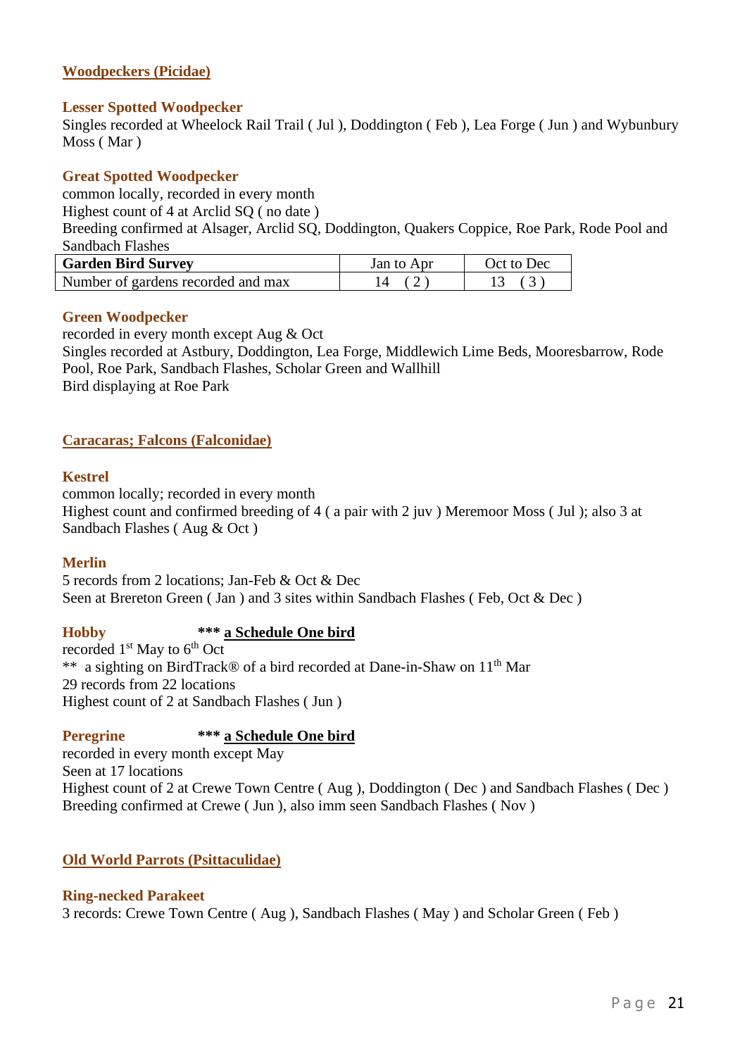## Woodpeckers (Picidae)

### Lesser Spotted Woodpecker

Singles recorded at Wheelock Rail Trail ( Jul ), Doddington ( Feb ), Lea Forge ( Jun ) and Wybunbury Moss ( Mar )

### Great Spotted Woodpecker

common locally, recorded in every month
Highest count of 4 at Arclid SQ ( no date )
Breeding confirmed at Alsager, Arclid SQ, Doddington, Quakers Coppice, Roe Park, Rode Pool and Sandbach Flashes

| **Garden Bird Survey** | Jan to Apr | Oct to Dec |
|---|---|---|
| Number of gardens recorded and max | 14 ( 2 ) | 13 ( 3 ) |

### Green Woodpecker

recorded in every month except Aug & Oct
Singles recorded at Astbury, Doddington, Lea Forge, Middlewich Lime Beds, Mooresbarrow, Rode Pool, Roe Park, Sandbach Flashes, Scholar Green and Wallhill
Bird displaying at Roe Park

## Caracaras; Falcons (Falconidae)

### Kestrel

common locally; recorded in every month
Highest count and confirmed breeding of 4 ( a pair with 2 juv ) Meremoor Moss ( Jul ); also 3 at Sandbach Flashes ( Aug & Oct )

### Merlin

5 records from 2 locations; Jan-Feb & Oct & Dec
Seen at Brereton Green ( Jan ) and 3 sites within Sandbach Flashes ( Feb, Oct & Dec )

### Hobby *** **a Schedule One bird**

recorded 1st May to 6th Oct
** a sighting on BirdTrack® of a bird recorded at Dane-in-Shaw on 11th Mar
29 records from 22 locations
Highest count of 2 at Sandbach Flashes ( Jun )

### Peregrine *** **a Schedule One bird**

recorded in every month except May
Seen at 17 locations
Highest count of 2 at Crewe Town Centre ( Aug ), Doddington ( Dec ) and Sandbach Flashes ( Dec )
Breeding confirmed at Crewe ( Jun ), also imm seen Sandbach Flashes ( Nov )

## Old World Parrots (Psittaculidae)

### Ring-necked Parakeet

3 records: Crewe Town Centre ( Aug ), Sandbach Flashes ( May ) and Scholar Green ( Feb )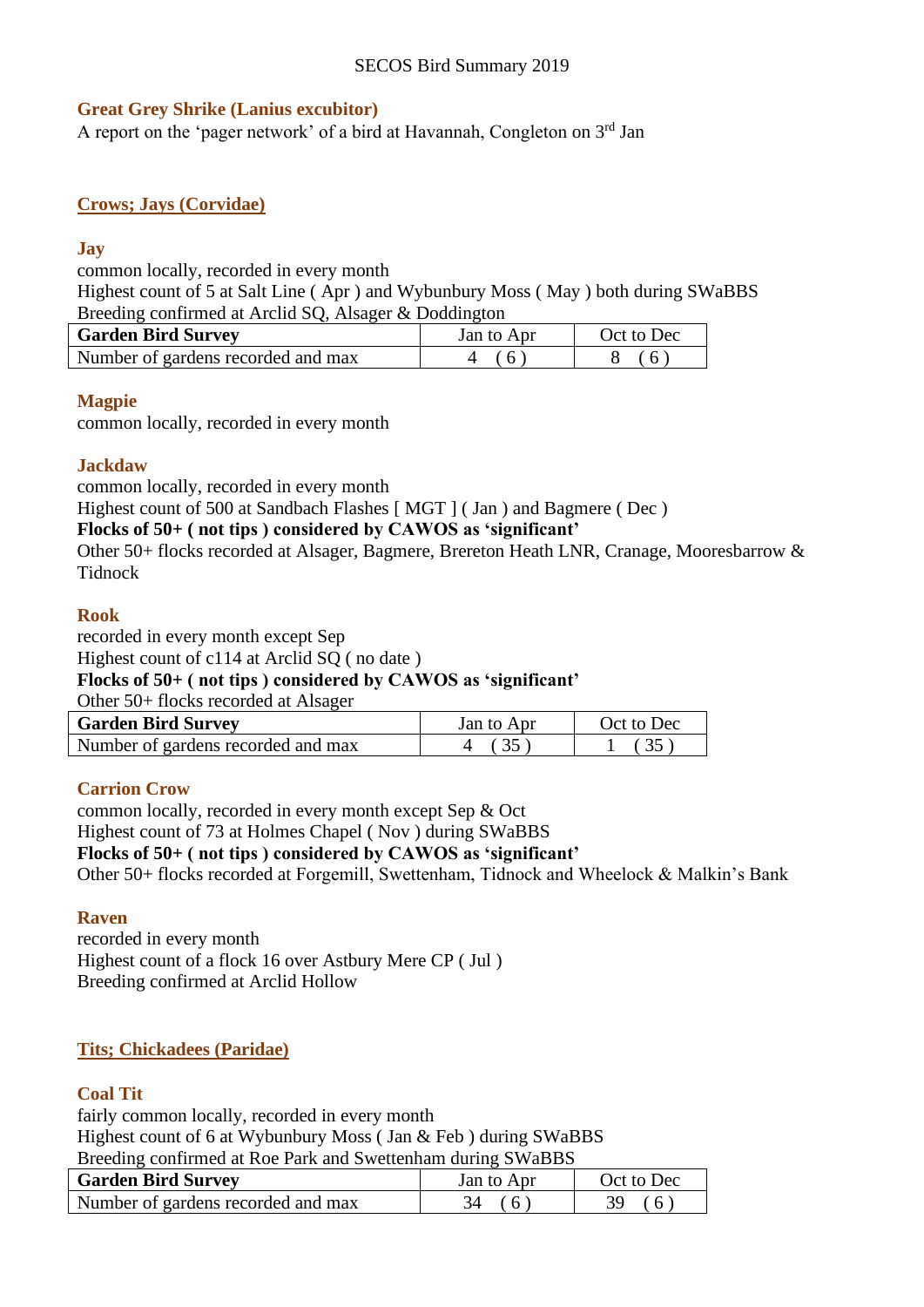SECOS Bird Summary 2019

### Great Grey Shrike (Lanius excubitor)

A report on the 'pager network' of a bird at Havannah, Congleton on 3rd Jan

## Crows; Jays (Corvidae)

### Jay

common locally, recorded in every month
Highest count of 5 at Salt Line ( Apr ) and Wybunbury Moss ( May ) both during SWaBBS
Breeding confirmed at Arclid SQ, Alsager & Doddington

| Garden Bird Survey | Jan to Apr | Oct to Dec |
|---|---|---|
| Number of gardens recorded and max | 4 ( 6 ) | 8 ( 6 ) |

### Magpie

common locally, recorded in every month

### Jackdaw

common locally, recorded in every month
Highest count of 500 at Sandbach Flashes [ MGT ] ( Jan ) and Bagmere ( Dec )
**Flocks of 50+ ( not tips ) considered by CAWOS as 'significant'**
Other 50+ flocks recorded at Alsager, Bagmere, Brereton Heath LNR, Cranage, Mooresbarrow & Tidnock

### Rook

recorded in every month except Sep
Highest count of c114 at Arclid SQ ( no date )
**Flocks of 50+ ( not tips ) considered by CAWOS as 'significant'**
Other 50+ flocks recorded at Alsager

| Garden Bird Survey | Jan to Apr | Oct to Dec |
|---|---|---|
| Number of gardens recorded and max | 4 ( 35 ) | 1 ( 35 ) |

### Carrion Crow

common locally, recorded in every month except Sep & Oct
Highest count of 73 at Holmes Chapel ( Nov ) during SWaBBS
**Flocks of 50+ ( not tips ) considered by CAWOS as 'significant'**
Other 50+ flocks recorded at Forgemill, Swettenham, Tidnock and Wheelock & Malkin's Bank

### Raven

recorded in every month
Highest count of a flock 16 over Astbury Mere CP ( Jul )
Breeding confirmed at Arclid Hollow

## Tits; Chickadees (Paridae)

### Coal Tit

fairly common locally, recorded in every month
Highest count of 6 at Wybunbury Moss ( Jan & Feb ) during SWaBBS
Breeding confirmed at Roe Park and Swettenham during SWaBBS

| Garden Bird Survey | Jan to Apr | Oct to Dec |
|---|---|---|
| Number of gardens recorded and max | 34 ( 6 ) | 39 ( 6 ) |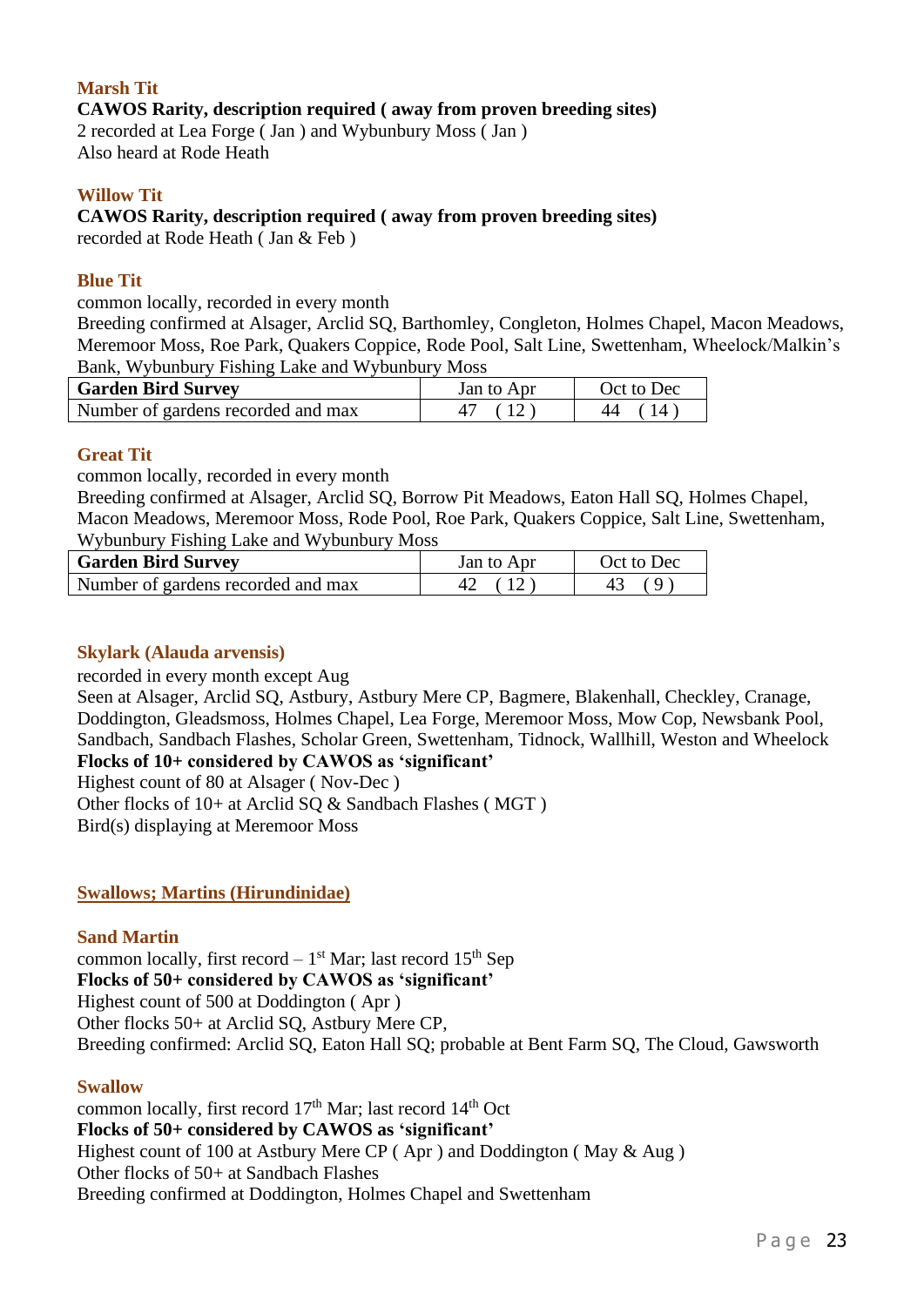### Marsh Tit

**CAWOS Rarity, description required ( away from proven breeding sites)**
2 recorded at Lea Forge ( Jan ) and Wybunbury Moss ( Jan )
Also heard at Rode Heath

### Willow Tit

**CAWOS Rarity, description required ( away from proven breeding sites)**
recorded at Rode Heath ( Jan & Feb )

### Blue Tit

common locally, recorded in every month
Breeding confirmed at Alsager, Arclid SQ, Barthomley, Congleton, Holmes Chapel, Macon Meadows, Meremoor Moss, Roe Park, Quakers Coppice, Rode Pool, Salt Line, Swettenham, Wheelock/Malkin's Bank, Wybunbury Fishing Lake and Wybunbury Moss

| **Garden Bird Survey** | Jan to Apr | Oct to Dec |
|---|---|---|
| Number of gardens recorded and max | 47 ( 12 ) | 44 ( 14 ) |

### Great Tit

common locally, recorded in every month
Breeding confirmed at Alsager, Arclid SQ, Borrow Pit Meadows, Eaton Hall SQ, Holmes Chapel, Macon Meadows, Meremoor Moss, Rode Pool, Roe Park, Quakers Coppice, Salt Line, Swettenham, Wybunbury Fishing Lake and Wybunbury Moss

| **Garden Bird Survey** | Jan to Apr | Oct to Dec |
|---|---|---|
| Number of gardens recorded and max | 42 ( 12 ) | 43 ( 9 ) |

### Skylark (Alauda arvensis)

recorded in every month except Aug
Seen at Alsager, Arclid SQ, Astbury, Astbury Mere CP, Bagmere, Blakenhall, Checkley, Cranage, Doddington, Gleadsmoss, Holmes Chapel, Lea Forge, Meremoor Moss, Mow Cop, Newsbank Pool, Sandbach, Sandbach Flashes, Scholar Green, Swettenham, Tidnock, Wallhill, Weston and Wheelock
**Flocks of 10+ considered by CAWOS as 'significant'**
Highest count of 80 at Alsager ( Nov-Dec )
Other flocks of 10+ at Arclid SQ & Sandbach Flashes ( MGT )
Bird(s) displaying at Meremoor Moss

## Swallows; Martins (Hirundinidae)

### Sand Martin

common locally, first record – 1st Mar; last record 15th Sep
**Flocks of 50+ considered by CAWOS as 'significant'**
Highest count of 500 at Doddington ( Apr )
Other flocks 50+ at Arclid SQ, Astbury Mere CP,
Breeding confirmed: Arclid SQ, Eaton Hall SQ; probable at Bent Farm SQ, The Cloud, Gawsworth

### Swallow

common locally, first record 17th Mar; last record 14th Oct
**Flocks of 50+ considered by CAWOS as 'significant'**
Highest count of 100 at Astbury Mere CP ( Apr ) and Doddington ( May & Aug )
Other flocks of 50+ at Sandbach Flashes
Breeding confirmed at Doddington, Holmes Chapel and Swettenham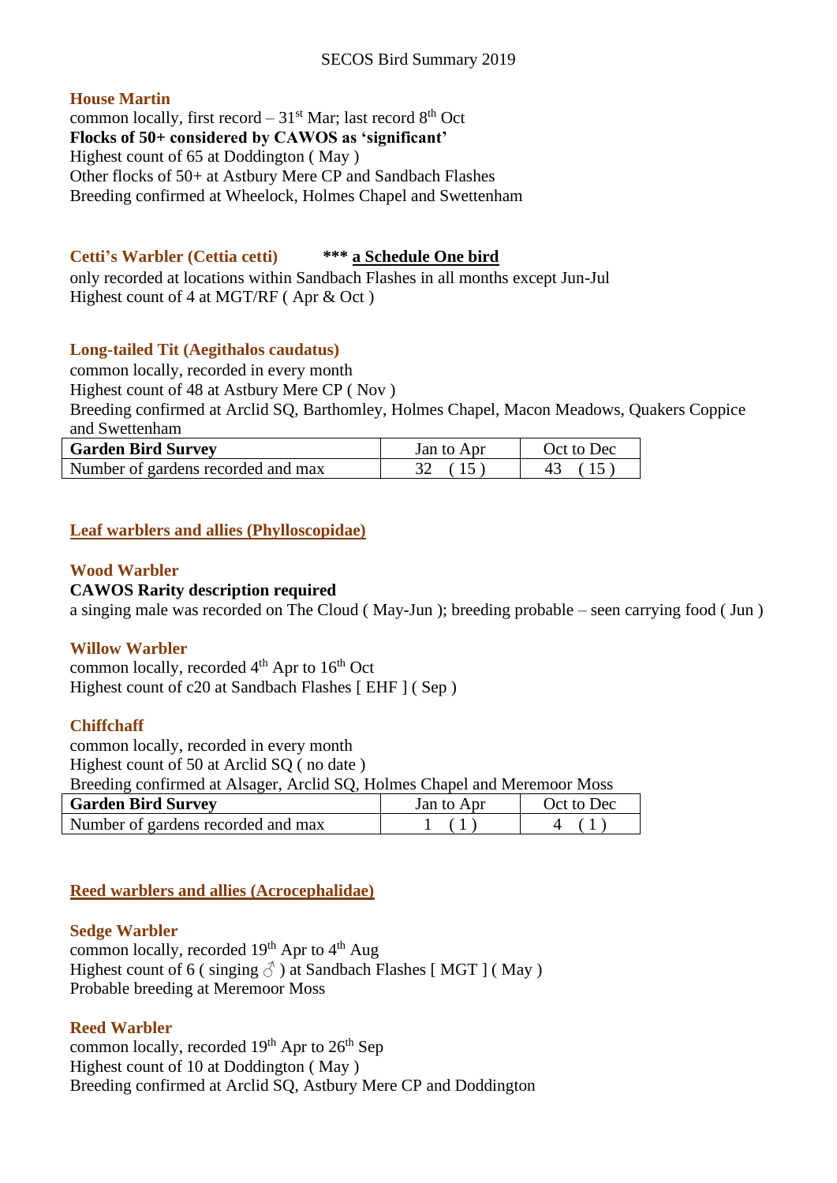SECOS Bird Summary 2019

### House Martin

common locally, first record – 31st Mar; last record 8th Oct
**Flocks of 50+ considered by CAWOS as 'significant'**
Highest count of 65 at Doddington ( May )
Other flocks of 50+ at Astbury Mere CP and Sandbach Flashes
Breeding confirmed at Wheelock, Holmes Chapel and Swettenham

### Cetti's Warbler (Cettia cetti) *** a Schedule One bird

only recorded at locations within Sandbach Flashes in all months except Jun-Jul
Highest count of 4 at MGT/RF ( Apr & Oct )

### Long-tailed Tit (Aegithalos caudatus)

common locally, recorded in every month
Highest count of 48 at Astbury Mere CP ( Nov )
Breeding confirmed at Arclid SQ, Barthomley, Holmes Chapel, Macon Meadows, Quakers Coppice and Swettenham

| **Garden Bird Survey** | Jan to Apr | Oct to Dec |
|---|---|---|
| Number of gardens recorded and max | 32 ( 15 ) | 43 ( 15 ) |

## Leaf warblers and allies (Phylloscopidae)

### Wood Warbler

**CAWOS Rarity description required**
a singing male was recorded on The Cloud ( May-Jun ); breeding probable – seen carrying food ( Jun )

### Willow Warbler

common locally, recorded 4th Apr to 16th Oct
Highest count of c20 at Sandbach Flashes [ EHF ] ( Sep )

### Chiffchaff

common locally, recorded in every month
Highest count of 50 at Arclid SQ ( no date )
Breeding confirmed at Alsager, Arclid SQ, Holmes Chapel and Meremoor Moss

| **Garden Bird Survey** | Jan to Apr | Oct to Dec |
|---|---|---|
| Number of gardens recorded and max | 1 ( 1 ) | 4 ( 1 ) |

## Reed warblers and allies (Acrocephalidae)

### Sedge Warbler

common locally, recorded 19th Apr to 4th Aug
Highest count of 6 ( singing ♂ ) at Sandbach Flashes [ MGT ] ( May )
Probable breeding at Meremoor Moss

### Reed Warbler

common locally, recorded 19th Apr to 26th Sep
Highest count of 10 at Doddington ( May )
Breeding confirmed at Arclid SQ, Astbury Mere CP and Doddington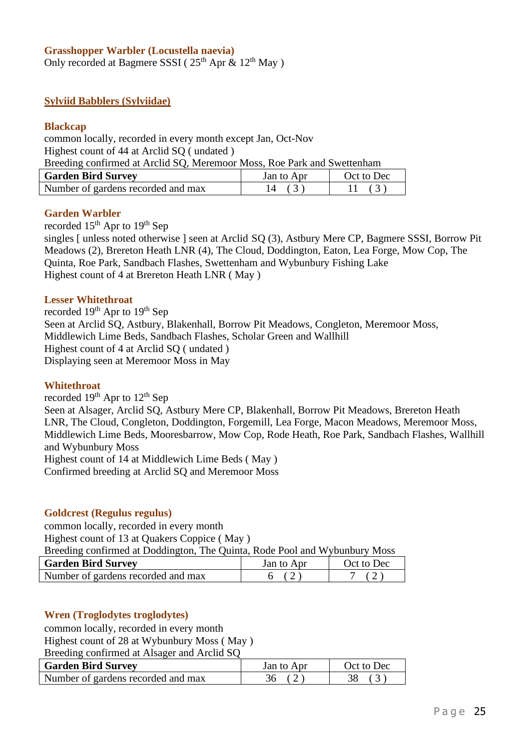### Grasshopper Warbler (Locustella naevia)

Only recorded at Bagmere SSSI ( 25th Apr & 12th May )

## Sylviid Babblers (Sylviidae)

### Blackcap

common locally, recorded in every month except Jan, Oct-Nov
Highest count of 44 at Arclid SQ ( undated )
Breeding confirmed at Arclid SQ, Meremoor Moss, Roe Park and Swettenham

| Garden Bird Survey | Jan to Apr | Oct to Dec |
|---|---|---|
| Number of gardens recorded and max | 14 ( 3 ) | 11 ( 3 ) |

### Garden Warbler

recorded 15th Apr to 19th Sep
singles [ unless noted otherwise ] seen at Arclid SQ (3), Astbury Mere CP, Bagmere SSSI, Borrow Pit Meadows (2), Brereton Heath LNR (4), The Cloud, Doddington, Eaton, Lea Forge, Mow Cop, The Quinta, Roe Park, Sandbach Flashes, Swettenham and Wybunbury Fishing Lake
Highest count of 4 at Brereton Heath LNR ( May )

### Lesser Whitethroat

recorded 19th Apr to 19th Sep
Seen at Arclid SQ, Astbury, Blakenhall, Borrow Pit Meadows, Congleton, Meremoor Moss, Middlewich Lime Beds, Sandbach Flashes, Scholar Green and Wallhill
Highest count of 4 at Arclid SQ ( undated )
Displaying seen at Meremoor Moss in May

### Whitethroat

recorded 19th Apr to 12th Sep
Seen at Alsager, Arclid SQ, Astbury Mere CP, Blakenhall, Borrow Pit Meadows, Brereton Heath LNR, The Cloud, Congleton, Doddington, Forgemill, Lea Forge, Macon Meadows, Meremoor Moss, Middlewich Lime Beds, Mooresbarrow, Mow Cop, Rode Heath, Roe Park, Sandbach Flashes, Wallhill and Wybunbury Moss
Highest count of 14 at Middlewich Lime Beds ( May )
Confirmed breeding at Arclid SQ and Meremoor Moss

### Goldcrest (Regulus regulus)

common locally, recorded in every month
Highest count of 13 at Quakers Coppice ( May )
Breeding confirmed at Doddington, The Quinta, Rode Pool and Wybunbury Moss

| Garden Bird Survey | Jan to Apr | Oct to Dec |
|---|---|---|
| Number of gardens recorded and max | 6 ( 2 ) | 7 ( 2 ) |

### Wren (Troglodytes troglodytes)

common locally, recorded in every month
Highest count of 28 at Wybunbury Moss ( May )
Breeding confirmed at Alsager and Arclid SQ

| Garden Bird Survey | Jan to Apr | Oct to Dec |
|---|---|---|
| Number of gardens recorded and max | 36 ( 2 ) | 38 ( 3 ) |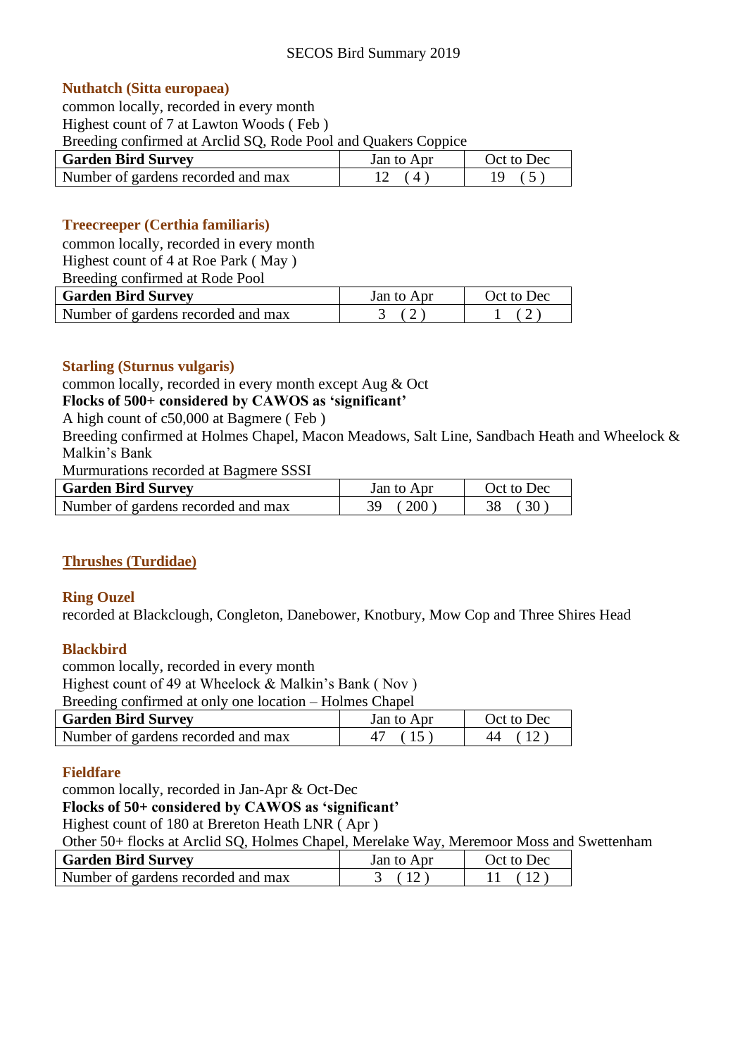SECOS Bird Summary 2019

### Nuthatch (Sitta europaea)

common locally, recorded in every month
Highest count of 7 at Lawton Woods ( Feb )
Breeding confirmed at Arclid SQ, Rode Pool and Quakers Coppice

| Garden Bird Survey | Jan to Apr | Oct to Dec |
|---|---|---|
| Number of gardens recorded and max | 12 ( 4 ) | 19 ( 5 ) |

### Treecreeper (Certhia familiaris)

common locally, recorded in every month
Highest count of 4 at Roe Park ( May )
Breeding confirmed at Rode Pool

| Garden Bird Survey | Jan to Apr | Oct to Dec |
|---|---|---|
| Number of gardens recorded and max | 3 ( 2 ) | 1 ( 2 ) |

### Starling (Sturnus vulgaris)

common locally, recorded in every month except Aug & Oct
**Flocks of 500+ considered by CAWOS as 'significant'**
A high count of c50,000 at Bagmere ( Feb )
Breeding confirmed at Holmes Chapel, Macon Meadows, Salt Line, Sandbach Heath and Wheelock & Malkin's Bank
Murmurations recorded at Bagmere SSSI

| Garden Bird Survey | Jan to Apr | Oct to Dec |
|---|---|---|
| Number of gardens recorded and max | 39 ( 200 ) | 38 ( 30 ) |

## Thrushes (Turdidae)

### Ring Ouzel

recorded at Blackclough, Congleton, Danebower, Knotbury, Mow Cop and Three Shires Head

### Blackbird

common locally, recorded in every month
Highest count of 49 at Wheelock & Malkin's Bank ( Nov )
Breeding confirmed at only one location – Holmes Chapel

| Garden Bird Survey | Jan to Apr | Oct to Dec |
|---|---|---|
| Number of gardens recorded and max | 47 ( 15 ) | 44 ( 12 ) |

### Fieldfare

common locally, recorded in Jan-Apr & Oct-Dec
**Flocks of 50+ considered by CAWOS as 'significant'**
Highest count of 180 at Brereton Heath LNR ( Apr )
Other 50+ flocks at Arclid SQ, Holmes Chapel, Merelake Way, Meremoor Moss and Swettenham

| Garden Bird Survey | Jan to Apr | Oct to Dec |
|---|---|---|
| Number of gardens recorded and max | 3 ( 12 ) | 11 ( 12 ) |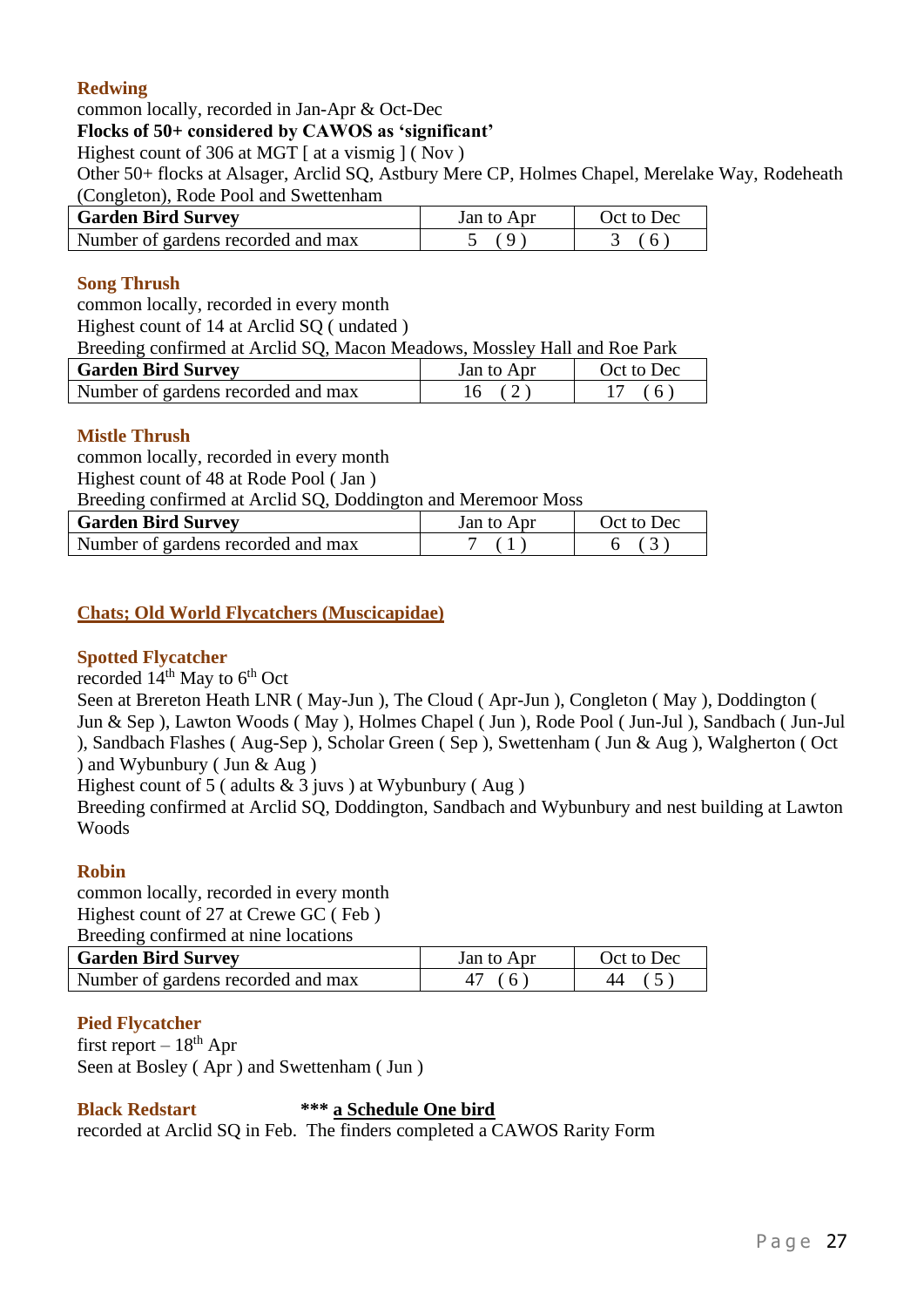### Redwing

common locally, recorded in Jan-Apr & Oct-Dec

**Flocks of 50+ considered by CAWOS as 'significant'**

Highest count of 306 at MGT [ at a vismig ] ( Nov )

Other 50+ flocks at Alsager, Arclid SQ, Astbury Mere CP, Holmes Chapel, Merelake Way, Rodeheath (Congleton), Rode Pool and Swettenham

| Garden Bird Survey | Jan to Apr | Oct to Dec |
|---|---|---|
| Number of gardens recorded and max | 5 ( 9 ) | 3 ( 6 ) |

### Song Thrush

common locally, recorded in every month

Highest count of 14 at Arclid SQ ( undated )

Breeding confirmed at Arclid SQ, Macon Meadows, Mossley Hall and Roe Park

| Garden Bird Survey | Jan to Apr | Oct to Dec |
|---|---|---|
| Number of gardens recorded and max | 16 ( 2 ) | 17 ( 6 ) |

### Mistle Thrush

common locally, recorded in every month

Highest count of 48 at Rode Pool ( Jan )

Breeding confirmed at Arclid SQ, Doddington and Meremoor Moss

| Garden Bird Survey | Jan to Apr | Oct to Dec |
|---|---|---|
| Number of gardens recorded and max | 7 ( 1 ) | 6 ( 3 ) |

## Chats; Old World Flycatchers (Muscicapidae)

### Spotted Flycatcher

recorded 14th May to 6th Oct

Seen at Brereton Heath LNR ( May-Jun ), The Cloud ( Apr-Jun ), Congleton ( May ), Doddington ( Jun & Sep ), Lawton Woods ( May ), Holmes Chapel ( Jun ), Rode Pool ( Jun-Jul ), Sandbach ( Jun-Jul ), Sandbach Flashes ( Aug-Sep ), Scholar Green ( Sep ), Swettenham ( Jun & Aug ), Walgherton ( Oct ) and Wybunbury ( Jun & Aug )

Highest count of 5 ( adults & 3 juvs ) at Wybunbury ( Aug )

Breeding confirmed at Arclid SQ, Doddington, Sandbach and Wybunbury and nest building at Lawton Woods

### Robin

common locally, recorded in every month

Highest count of 27 at Crewe GC ( Feb )

Breeding confirmed at nine locations

| Garden Bird Survey | Jan to Apr | Oct to Dec |
|---|---|---|
| Number of gardens recorded and max | 47 ( 6 ) | 44 ( 5 ) |

### Pied Flycatcher

first report – 18th Apr

Seen at Bosley ( Apr ) and Swettenham ( Jun )

### Black Redstart *** **a Schedule One bird**

recorded at Arclid SQ in Feb. The finders completed a CAWOS Rarity Form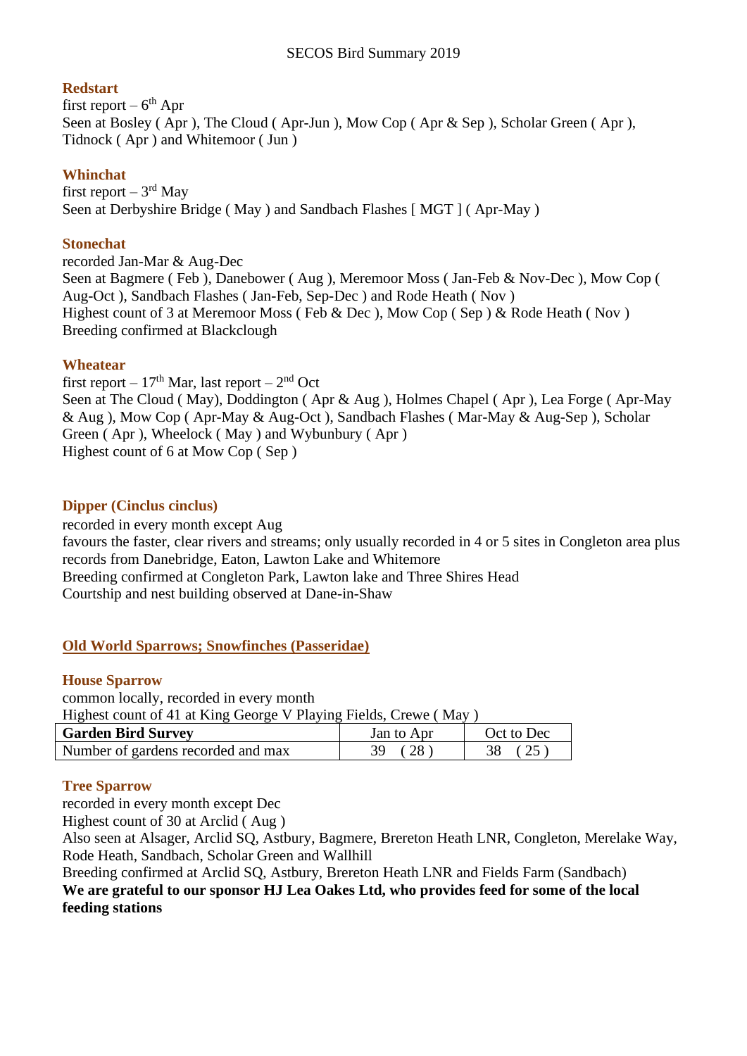SECOS Bird Summary 2019

### Redstart

first report – 6th Apr
Seen at Bosley ( Apr ), The Cloud ( Apr-Jun ), Mow Cop ( Apr & Sep ), Scholar Green ( Apr ), Tidnock ( Apr ) and Whitemoor ( Jun )

### Whinchat

first report – 3rd May
Seen at Derbyshire Bridge ( May ) and Sandbach Flashes [ MGT ] ( Apr-May )

### Stonechat

recorded Jan-Mar & Aug-Dec
Seen at Bagmere ( Feb ), Danebower ( Aug ), Meremoor Moss ( Jan-Feb & Nov-Dec ), Mow Cop ( Aug-Oct ), Sandbach Flashes ( Jan-Feb, Sep-Dec ) and Rode Heath ( Nov )
Highest count of 3 at Meremoor Moss ( Feb & Dec ), Mow Cop ( Sep ) & Rode Heath ( Nov )
Breeding confirmed at Blackclough

### Wheatear

first report – 17th Mar, last report – 2nd Oct
Seen at The Cloud ( May), Doddington ( Apr & Aug ), Holmes Chapel ( Apr ), Lea Forge ( Apr-May & Aug ), Mow Cop ( Apr-May & Aug-Oct ), Sandbach Flashes ( Mar-May & Aug-Sep ), Scholar Green ( Apr ), Wheelock ( May ) and Wybunbury ( Apr )
Highest count of 6 at Mow Cop ( Sep )

### Dipper (Cinclus cinclus)

recorded in every month except Aug
favours the faster, clear rivers and streams; only usually recorded in 4 or 5 sites in Congleton area plus records from Danebridge, Eaton, Lawton Lake and Whitemore
Breeding confirmed at Congleton Park, Lawton lake and Three Shires Head
Courtship and nest building observed at Dane-in-Shaw

## Old World Sparrows; Snowfinches (Passeridae)

### House Sparrow

common locally, recorded in every month
Highest count of 41 at King George V Playing Fields, Crewe ( May )

| Garden Bird Survey | Jan to Apr | Oct to Dec |
|---|---|---|
| Number of gardens recorded and max | 39 ( 28 ) | 38 ( 25 ) |

### Tree Sparrow

recorded in every month except Dec
Highest count of 30 at Arclid ( Aug )
Also seen at Alsager, Arclid SQ, Astbury, Bagmere, Brereton Heath LNR, Congleton, Merelake Way, Rode Heath, Sandbach, Scholar Green and Wallhill
Breeding confirmed at Arclid SQ, Astbury, Brereton Heath LNR and Fields Farm (Sandbach)
**We are grateful to our sponsor HJ Lea Oakes Ltd, who provides feed for some of the local feeding stations**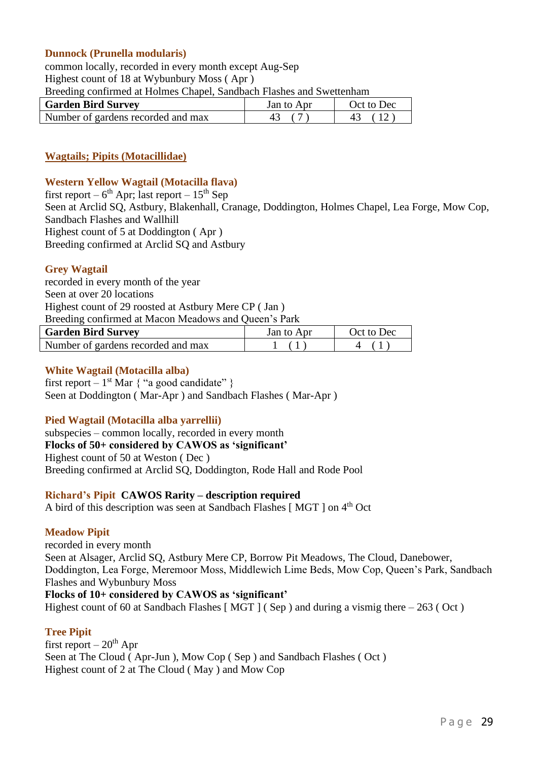### Dunnock (Prunella modularis)

common locally, recorded in every month except Aug-Sep
Highest count of 18 at Wybunbury Moss ( Apr )
Breeding confirmed at Holmes Chapel, Sandbach Flashes and Swettenham

| **Garden Bird Survey** | Jan to Apr | Oct to Dec |
|---|---|---|
| Number of gardens recorded and max | 43 ( 7 ) | 43 ( 12 ) |

## Wagtails; Pipits (Motacillidae)

### Western Yellow Wagtail (Motacilla flava)

first report – 6th Apr; last report – 15th Sep
Seen at Arclid SQ, Astbury, Blakenhall, Cranage, Doddington, Holmes Chapel, Lea Forge, Mow Cop, Sandbach Flashes and Wallhill
Highest count of 5 at Doddington ( Apr )
Breeding confirmed at Arclid SQ and Astbury

### Grey Wagtail

recorded in every month of the year
Seen at over 20 locations
Highest count of 29 roosted at Astbury Mere CP ( Jan )
Breeding confirmed at Macon Meadows and Queen's Park

| **Garden Bird Survey** | Jan to Apr | Oct to Dec |
|---|---|---|
| Number of gardens recorded and max | 1 ( 1 ) | 4 ( 1 ) |

### White Wagtail (Motacilla alba)

first report – 1st Mar { "a good candidate" }
Seen at Doddington ( Mar-Apr ) and Sandbach Flashes ( Mar-Apr )

### Pied Wagtail (Motacilla alba yarrellii)

subspecies – common locally, recorded in every month
**Flocks of 50+ considered by CAWOS as 'significant'**
Highest count of 50 at Weston ( Dec )
Breeding confirmed at Arclid SQ, Doddington, Rode Hall and Rode Pool

### Richard's Pipit **CAWOS Rarity – description required**

A bird of this description was seen at Sandbach Flashes [ MGT ] on 4th Oct

### Meadow Pipit

recorded in every month
Seen at Alsager, Arclid SQ, Astbury Mere CP, Borrow Pit Meadows, The Cloud, Danebower, Doddington, Lea Forge, Meremoor Moss, Middlewich Lime Beds, Mow Cop, Queen's Park, Sandbach Flashes and Wybunbury Moss
**Flocks of 10+ considered by CAWOS as 'significant'**
Highest count of 60 at Sandbach Flashes [ MGT ] ( Sep ) and during a vismig there – 263 ( Oct )

### Tree Pipit

first report – 20th Apr
Seen at The Cloud ( Apr-Jun ), Mow Cop ( Sep ) and Sandbach Flashes ( Oct )
Highest count of 2 at The Cloud ( May ) and Mow Cop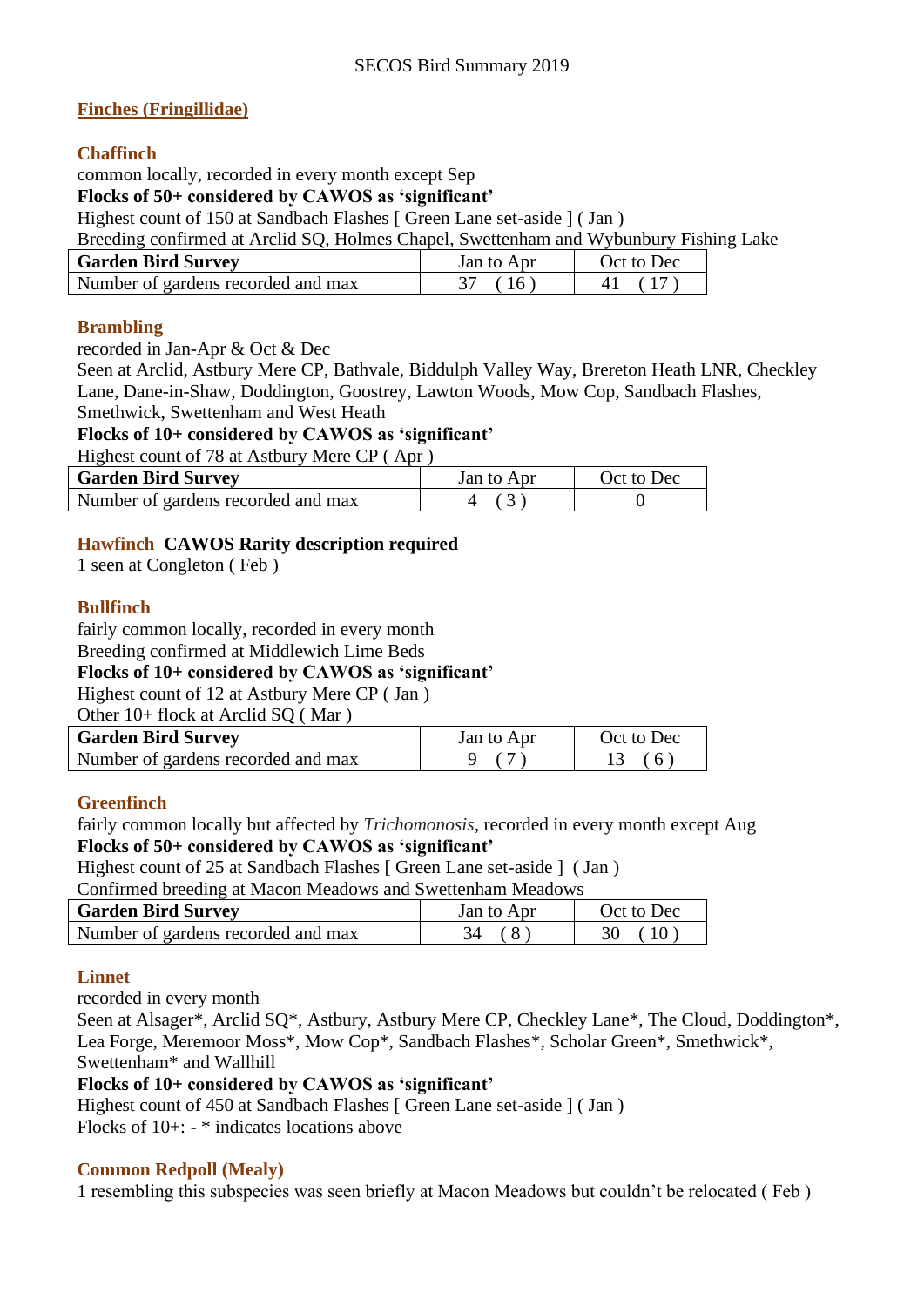SECOS Bird Summary 2019

## Finches (Fringillidae)

### Chaffinch

common locally, recorded in every month except Sep

**Flocks of 50+ considered by CAWOS as 'significant'**

Highest count of 150 at Sandbach Flashes [ Green Lane set-aside ] ( Jan )

Breeding confirmed at Arclid SQ, Holmes Chapel, Swettenham and Wybunbury Fishing Lake

| **Garden Bird Survey** | Jan to Apr | Oct to Dec |
|---|---|---|
| Number of gardens recorded and max | 37 ( 16 ) | 41 ( 17 ) |

### Brambling

recorded in Jan-Apr & Oct & Dec

Seen at Arclid, Astbury Mere CP, Bathvale, Biddulph Valley Way, Brereton Heath LNR, Checkley Lane, Dane-in-Shaw, Doddington, Goostrey, Lawton Woods, Mow Cop, Sandbach Flashes, Smethwick, Swettenham and West Heath

**Flocks of 10+ considered by CAWOS as 'significant'**

Highest count of 78 at Astbury Mere CP ( Apr )

| **Garden Bird Survey** | Jan to Apr | Oct to Dec |
|---|---|---|
| Number of gardens recorded and max | 4 ( 3 ) | 0 |

### Hawfinch **CAWOS Rarity description required**

1 seen at Congleton ( Feb )

### Bullfinch

fairly common locally, recorded in every month

Breeding confirmed at Middlewich Lime Beds

**Flocks of 10+ considered by CAWOS as 'significant'**

Highest count of 12 at Astbury Mere CP ( Jan )

Other 10+ flock at Arclid SQ ( Mar )

| **Garden Bird Survey** | Jan to Apr | Oct to Dec |
|---|---|---|
| Number of gardens recorded and max | 9 ( 7 ) | 13 ( 6 ) |

### Greenfinch

fairly common locally but affected by *Trichomonosis*, recorded in every month except Aug

**Flocks of 50+ considered by CAWOS as 'significant'**

Highest count of 25 at Sandbach Flashes [ Green Lane set-aside ] ( Jan )

Confirmed breeding at Macon Meadows and Swettenham Meadows

| **Garden Bird Survey** | Jan to Apr | Oct to Dec |
|---|---|---|
| Number of gardens recorded and max | 34 ( 8 ) | 30 ( 10 ) |

### Linnet

recorded in every month

Seen at Alsager*, Arclid SQ*, Astbury, Astbury Mere CP, Checkley Lane*, The Cloud, Doddington*, Lea Forge, Meremoor Moss*, Mow Cop*, Sandbach Flashes*, Scholar Green*, Smethwick*, Swettenham* and Wallhill

**Flocks of 10+ considered by CAWOS as 'significant'**

Highest count of 450 at Sandbach Flashes [ Green Lane set-aside ] ( Jan )

Flocks of 10+: - * indicates locations above

### Common Redpoll (Mealy)

1 resembling this subspecies was seen briefly at Macon Meadows but couldn't be relocated ( Feb )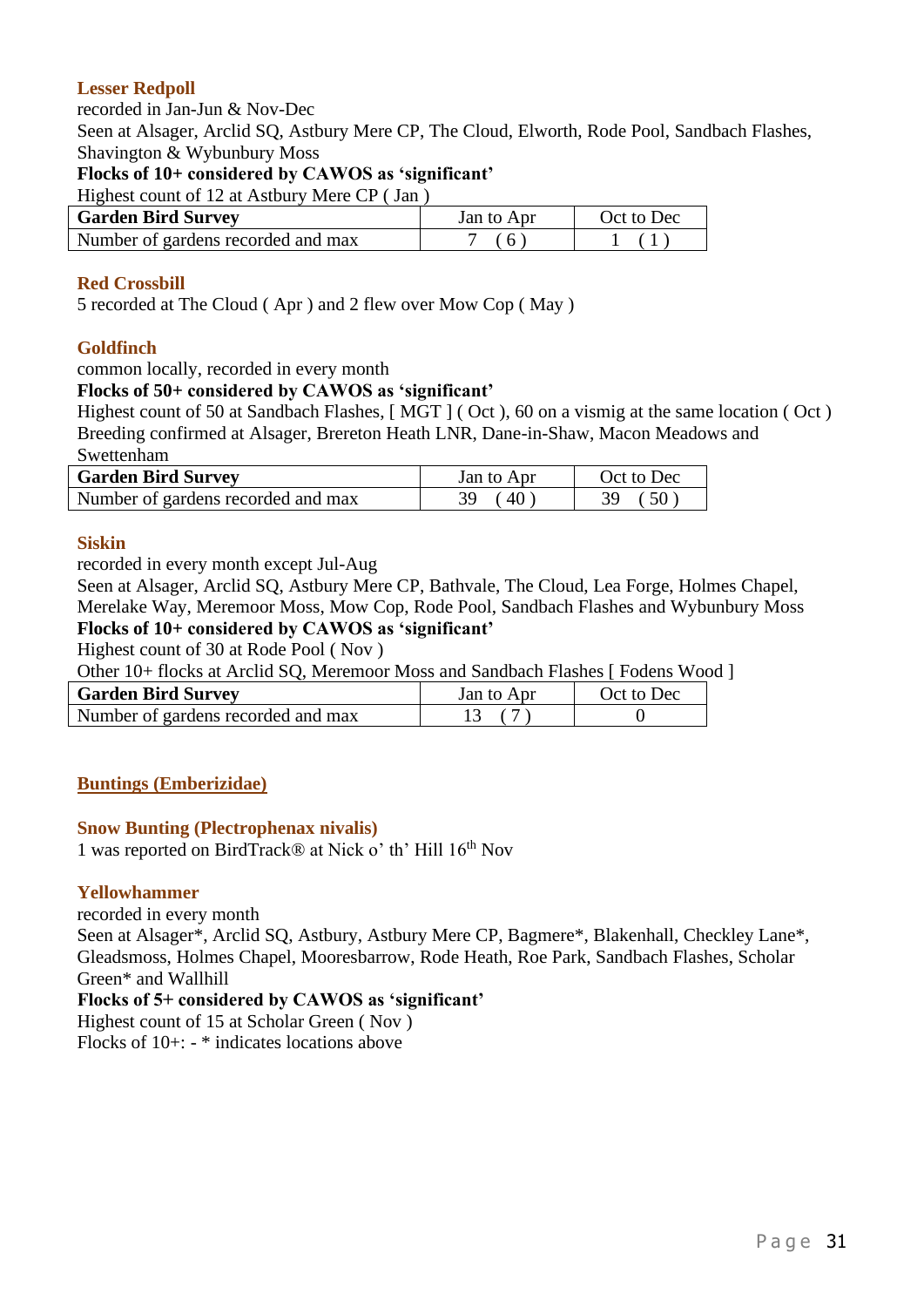### Lesser Redpoll

recorded in Jan-Jun & Nov-Dec

Seen at Alsager, Arclid SQ, Astbury Mere CP, The Cloud, Elworth, Rode Pool, Sandbach Flashes, Shavington & Wybunbury Moss

**Flocks of 10+ considered by CAWOS as 'significant'**

Highest count of 12 at Astbury Mere CP ( Jan )

| **Garden Bird Survey** | Jan to Apr | Oct to Dec |
|---|---|---|
| Number of gardens recorded and max | 7 ( 6 ) | 1 ( 1 ) |

### Red Crossbill

5 recorded at The Cloud ( Apr ) and 2 flew over Mow Cop ( May )

### Goldfinch

common locally, recorded in every month

**Flocks of 50+ considered by CAWOS as 'significant'**

Highest count of 50 at Sandbach Flashes, [ MGT ] ( Oct ), 60 on a vismig at the same location ( Oct )

Breeding confirmed at Alsager, Brereton Heath LNR, Dane-in-Shaw, Macon Meadows and Swettenham

| **Garden Bird Survey** | Jan to Apr | Oct to Dec |
|---|---|---|
| Number of gardens recorded and max | 39 ( 40 ) | 39 ( 50 ) |

### Siskin

recorded in every month except Jul-Aug

Seen at Alsager, Arclid SQ, Astbury Mere CP, Bathvale, The Cloud, Lea Forge, Holmes Chapel, Merelake Way, Meremoor Moss, Mow Cop, Rode Pool, Sandbach Flashes and Wybunbury Moss

**Flocks of 10+ considered by CAWOS as 'significant'**

Highest count of 30 at Rode Pool ( Nov )

Other 10+ flocks at Arclid SQ, Meremoor Moss and Sandbach Flashes [ Fodens Wood ]

| **Garden Bird Survey** | Jan to Apr | Oct to Dec |
|---|---|---|
| Number of gardens recorded and max | 13 ( 7 ) | 0 |

## Buntings (Emberizidae)

### Snow Bunting (Plectrophenax nivalis)

1 was reported on BirdTrack® at Nick o' th' Hill 16th Nov

### Yellowhammer

recorded in every month

Seen at Alsager*, Arclid SQ, Astbury, Astbury Mere CP, Bagmere*, Blakenhall, Checkley Lane*, Gleadsmoss, Holmes Chapel, Mooresbarrow, Rode Heath, Roe Park, Sandbach Flashes, Scholar Green* and Wallhill

**Flocks of 5+ considered by CAWOS as 'significant'**

Highest count of 15 at Scholar Green ( Nov )

Flocks of 10+: - * indicates locations above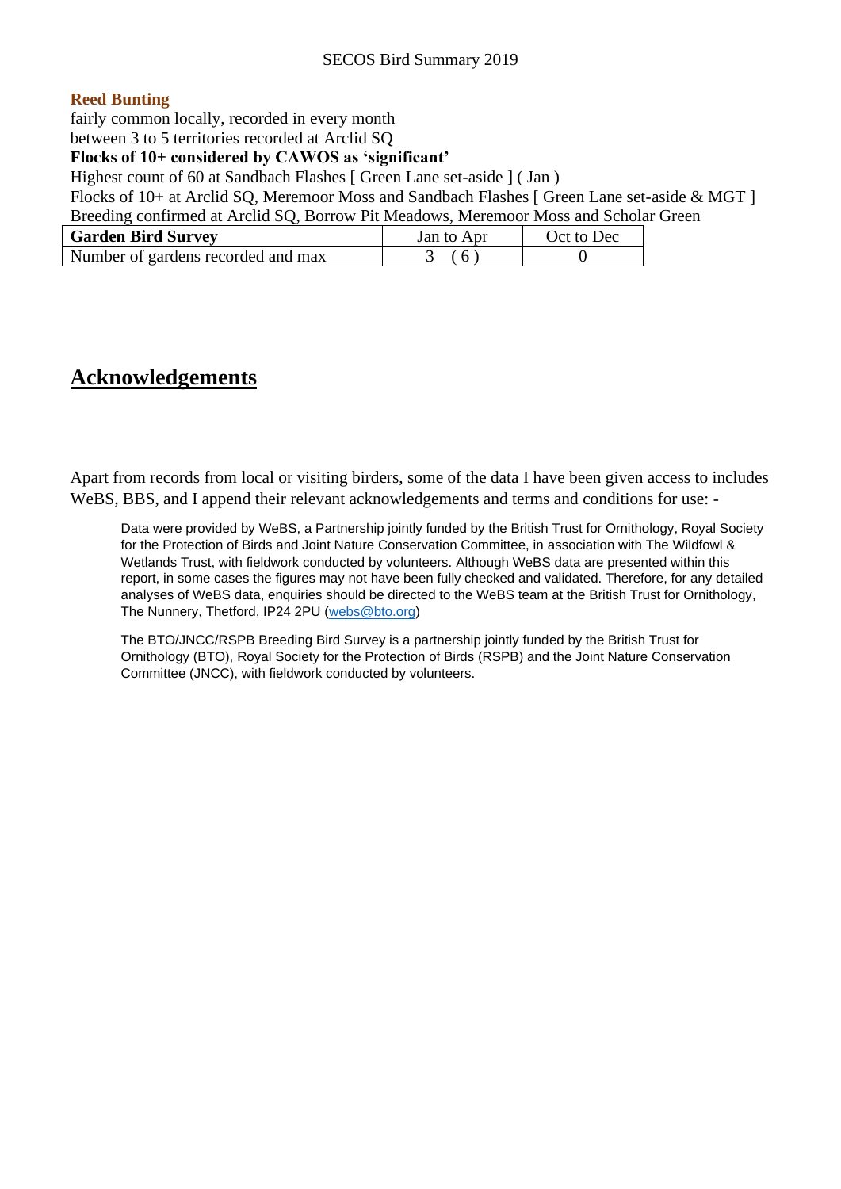### Reed Bunting

fairly common locally, recorded in every month
between 3 to 5 territories recorded at Arclid SQ
**Flocks of 10+ considered by CAWOS as 'significant'**
Highest count of 60 at Sandbach Flashes [ Green Lane set-aside ] ( Jan )
Flocks of 10+ at Arclid SQ, Meremoor Moss and Sandbach Flashes [ Green Lane set-aside & MGT ]
Breeding confirmed at Arclid SQ, Borrow Pit Meadows, Meremoor Moss and Scholar Green

| **Garden Bird Survey** | Jan to Apr | Oct to Dec |
|---|---|---|
| Number of gardens recorded and max | 3 ( 6 ) | 0 |

## Acknowledgements

Apart from records from local or visiting birders, some of the data I have been given access to includes WeBS, BBS, and I append their relevant acknowledgements and terms and conditions for use: -

> Data were provided by WeBS, a Partnership jointly funded by the British Trust for Ornithology, Royal Society for the Protection of Birds and Joint Nature Conservation Committee, in association with The Wildfowl & Wetlands Trust, with fieldwork conducted by volunteers. Although WeBS data are presented within this report, in some cases the figures may not have been fully checked and validated. Therefore, for any detailed analyses of WeBS data, enquiries should be directed to the WeBS team at the British Trust for Ornithology, The Nunnery, Thetford, IP24 2PU (webs@bto.org)
>
> The BTO/JNCC/RSPB Breeding Bird Survey is a partnership jointly funded by the British Trust for Ornithology (BTO), Royal Society for the Protection of Birds (RSPB) and the Joint Nature Conservation Committee (JNCC), with fieldwork conducted by volunteers.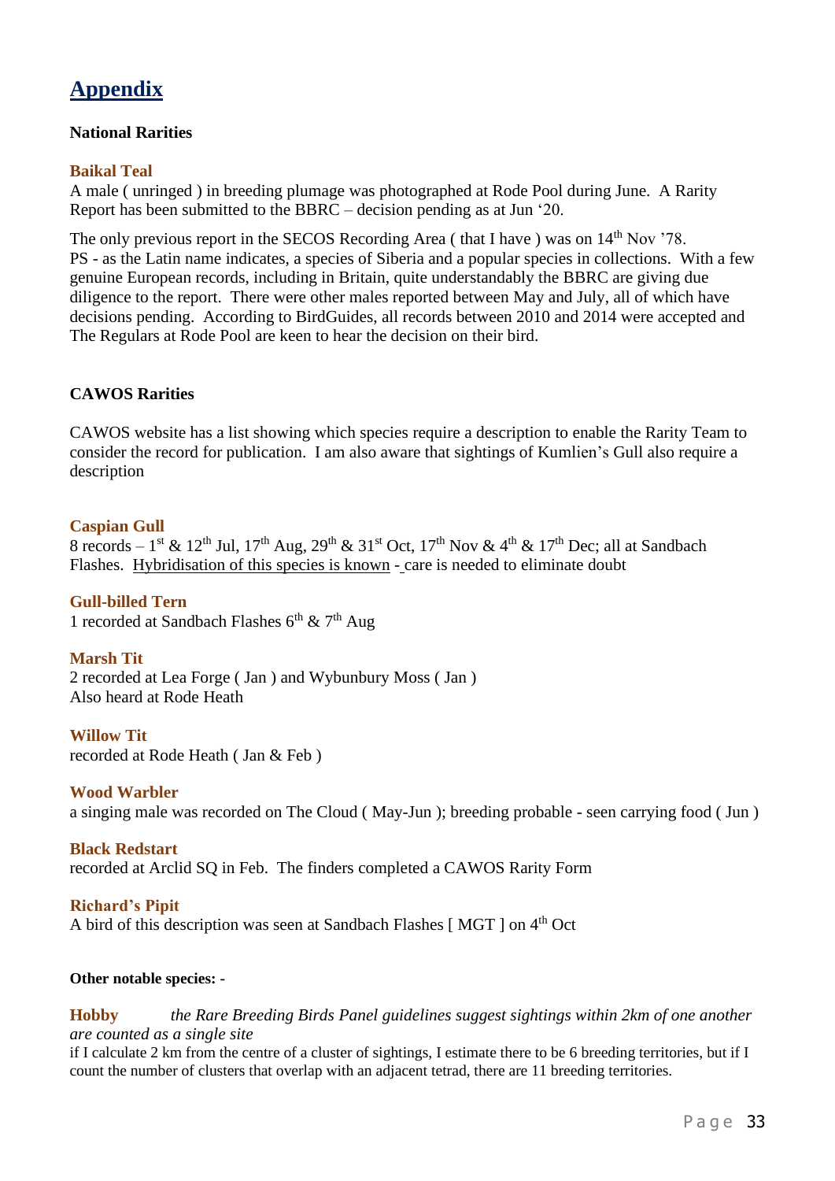# Appendix

**National Rarities**

**Baikal Teal**
A male ( unringed ) in breeding plumage was photographed at Rode Pool during June. A Rarity Report has been submitted to the BBRC – decision pending as at Jun '20.

The only previous report in the SECOS Recording Area ( that I have ) was on 14th Nov '78.
PS - as the Latin name indicates, a species of Siberia and a popular species in collections. With a few genuine European records, including in Britain, quite understandably the BBRC are giving due diligence to the report. There were other males reported between May and July, all of which have decisions pending. According to BirdGuides, all records between 2010 and 2014 were accepted and The Regulars at Rode Pool are keen to hear the decision on their bird.

**CAWOS Rarities**

CAWOS website has a list showing which species require a description to enable the Rarity Team to consider the record for publication. I am also aware that sightings of Kumlien's Gull also require a description

**Caspian Gull**
8 records – 1st & 12th Jul, 17th Aug, 29th & 31st Oct, 17th Nov & 4th & 17th Dec; all at Sandbach Flashes. Hybridisation of this species is known - care is needed to eliminate doubt

**Gull-billed Tern**
1 recorded at Sandbach Flashes 6th & 7th Aug

**Marsh Tit**
2 recorded at Lea Forge ( Jan ) and Wybunbury Moss ( Jan )
Also heard at Rode Heath

**Willow Tit**
recorded at Rode Heath ( Jan & Feb )

**Wood Warbler**
a singing male was recorded on The Cloud ( May-Jun ); breeding probable - seen carrying food ( Jun )

**Black Redstart**
recorded at Arclid SQ in Feb. The finders completed a CAWOS Rarity Form

**Richard's Pipit**
A bird of this description was seen at Sandbach Flashes [ MGT ] on 4th Oct

**Other notable species: -**

**Hobby** *the Rare Breeding Birds Panel guidelines suggest sightings within 2km of one another are counted as a single site*
if I calculate 2 km from the centre of a cluster of sightings, I estimate there to be 6 breeding territories, but if I count the number of clusters that overlap with an adjacent tetrad, there are 11 breeding territories.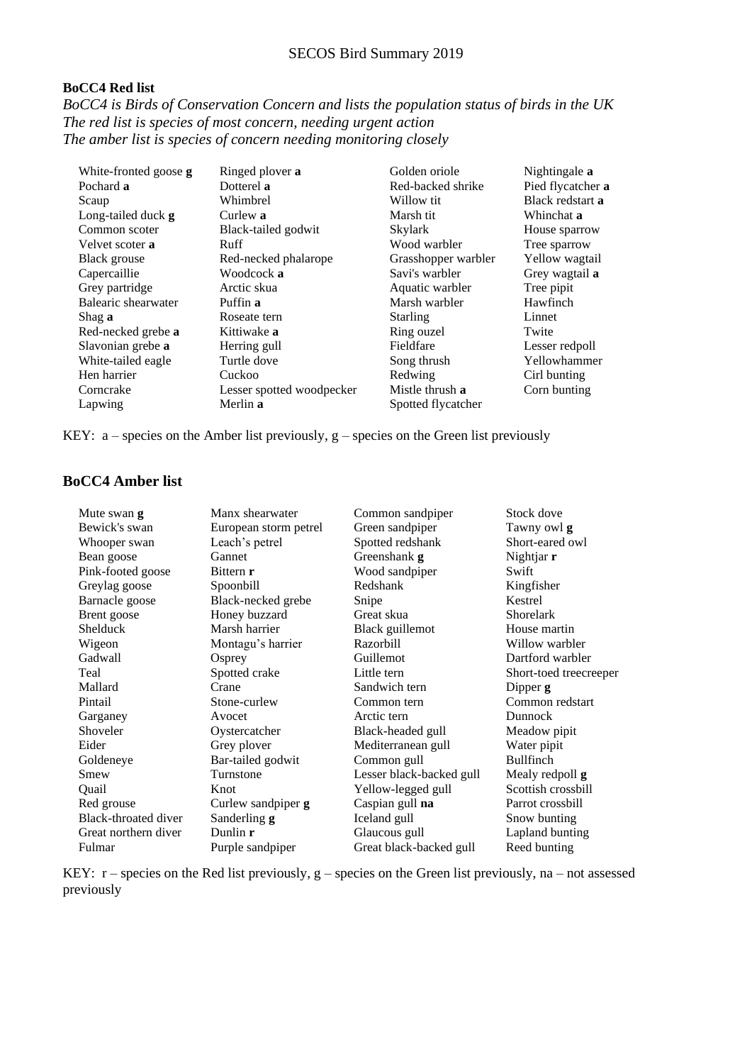SECOS Bird Summary 2019

**BoCC4 Red list**

*BoCC4 is Birds of Conservation Concern and lists the population status of birds in the UK*
*The red list is species of most concern, needing urgent action*
*The amber list is species of concern needing monitoring closely*

| | | | |
|---|---|---|---|
| White-fronted goose **g** | Ringed plover **a** | Golden oriole | Nightingale **a** |
| Pochard **a** | Dotterel **a** | Red-backed shrike | Pied flycatcher **a** |
| Scaup | Whimbrel | Willow tit | Black redstart **a** |
| Long-tailed duck **g** | Curlew **a** | Marsh tit | Whinchat **a** |
| Common scoter | Black-tailed godwit | Skylark | House sparrow |
| Velvet scoter **a** | Ruff | Wood warbler | Tree sparrow |
| Black grouse | Red-necked phalarope | Grasshopper warbler | Yellow wagtail |
| Capercaillie | Woodcock **a** | Savi's warbler | Grey wagtail **a** |
| Grey partridge | Arctic skua | Aquatic warbler | Tree pipit |
| Balearic shearwater | Puffin **a** | Marsh warbler | Hawfinch |
| Shag **a** | Roseate tern | Starling | Linnet |
| Red-necked grebe **a** | Kittiwake **a** | Ring ouzel | Twite |
| Slavonian grebe **a** | Herring gull | Fieldfare | Lesser redpoll |
| White-tailed eagle | Turtle dove | Song thrush | Yellowhammer |
| Hen harrier | Cuckoo | Redwing | Cirl bunting |
| Corncrake | Lesser spotted woodpecker | Mistle thrush **a** | Corn bunting |
| Lapwing | Merlin **a** | Spotted flycatcher | |

KEY: a – species on the Amber list previously, g – species on the Green list previously

**BoCC4 Amber list**

| | | | |
|---|---|---|---|
| Mute swan **g** | Manx shearwater | Common sandpiper | Stock dove |
| Bewick's swan | European storm petrel | Green sandpiper | Tawny owl **g** |
| Whooper swan | Leach's petrel | Spotted redshank | Short-eared owl |
| Bean goose | Gannet | Greenshank **g** | Nightjar **r** |
| Pink-footed goose | Bittern **r** | Wood sandpiper | Swift |
| Greylag goose | Spoonbill | Redshank | Kingfisher |
| Barnacle goose | Black-necked grebe | Snipe | Kestrel |
| Brent goose | Honey buzzard | Great skua | Shorelark |
| Shelduck | Marsh harrier | Black guillemot | House martin |
| Wigeon | Montagu's harrier | Razorbill | Willow warbler |
| Gadwall | Osprey | Guillemot | Dartford warbler |
| Teal | Spotted crake | Little tern | Short-toed treecreeper |
| Mallard | Crane | Sandwich tern | Dipper **g** |
| Pintail | Stone-curlew | Common tern | Common redstart |
| Garganey | Avocet | Arctic tern | Dunnock |
| Shoveler | Oystercatcher | Black-headed gull | Meadow pipit |
| Eider | Grey plover | Mediterranean gull | Water pipit |
| Goldeneye | Bar-tailed godwit | Common gull | Bullfinch |
| Smew | Turnstone | Lesser black-backed gull | Mealy redpoll **g** |
| Quail | Knot | Yellow-legged gull | Scottish crossbill |
| Red grouse | Curlew sandpiper **g** | Caspian gull **na** | Parrot crossbill |
| Black-throated diver | Sanderling **g** | Iceland gull | Snow bunting |
| Great northern diver | Dunlin **r** | Glaucous gull | Lapland bunting |
| Fulmar | Purple sandpiper | Great black-backed gull | Reed bunting |

KEY: r – species on the Red list previously, g – species on the Green list previously, na – not assessed previously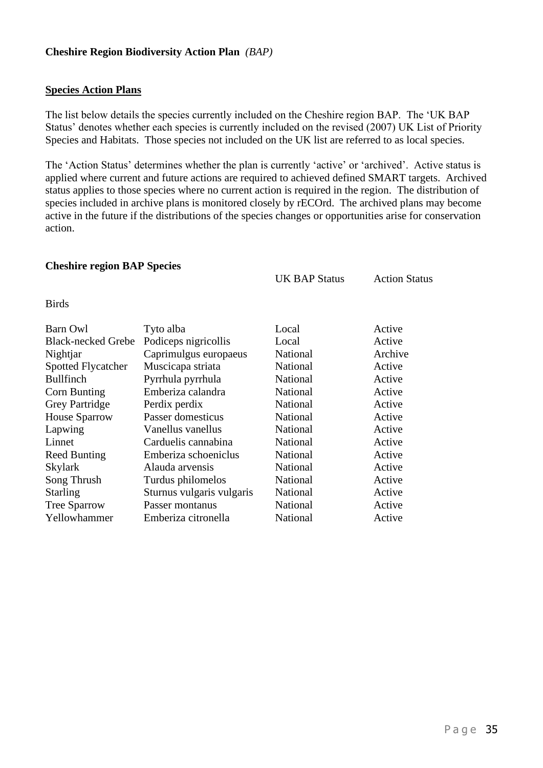**Cheshire Region Biodiversity Action Plan** *(BAP)*

**Species Action Plans**

The list below details the species currently included on the Cheshire region BAP. The 'UK BAP Status' denotes whether each species is currently included on the revised (2007) UK List of Priority Species and Habitats. Those species not included on the UK list are referred to as local species.

The 'Action Status' determines whether the plan is currently 'active' or 'archived'. Active status is applied where current and future actions are required to achieved defined SMART targets. Archived status applies to those species where no current action is required in the region. The distribution of species included in archive plans is monitored closely by rECOrd. The archived plans may become active in the future if the distributions of the species changes or opportunities arise for conservation action.

**Cheshire region BAP Species**

| | | UK BAP Status | Action Status |
|---|---|---|---|
| Birds | | | |
| Barn Owl | Tyto alba | Local | Active |
| Black-necked Grebe | Podiceps nigricollis | Local | Active |
| Nightjar | Caprimulgus europaeus | National | Archive |
| Spotted Flycatcher | Muscicapa striata | National | Active |
| Bullfinch | Pyrrhula pyrrhula | National | Active |
| Corn Bunting | Emberiza calandra | National | Active |
| Grey Partridge | Perdix perdix | National | Active |
| House Sparrow | Passer domesticus | National | Active |
| Lapwing | Vanellus vanellus | National | Active |
| Linnet | Carduelis cannabina | National | Active |
| Reed Bunting | Emberiza schoeniclus | National | Active |
| Skylark | Alauda arvensis | National | Active |
| Song Thrush | Turdus philomelos | National | Active |
| Starling | Sturnus vulgaris vulgaris | National | Active |
| Tree Sparrow | Passer montanus | National | Active |
| Yellowhammer | Emberiza citronella | National | Active |